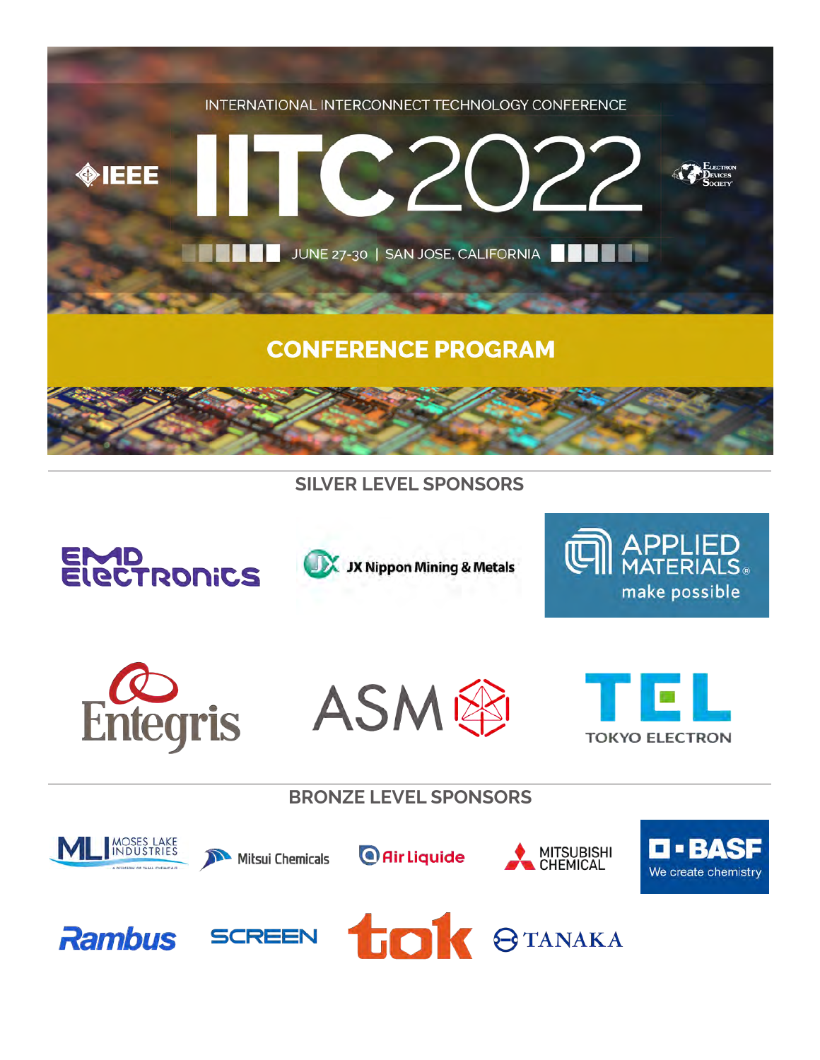INTERNATIONAL INTERCONNECT TECHNOLOGY CONFERENCE

IEEE

# IITC2022

Electron Devices Society

JUNE 27-30 | SAN JOSE, CALIFORNIA

## CONFERENCE PROGRAM

### SILVER LEVEL SPONSORS

EMD Electronics

JX Nippon Mining & Metals

APPLIED MATERIALS make possible

Entegris

ASM

TEL TOKYO ELECTRON

### BRONZE LEVEL SPONSORS

MLI MOSES LAKE INDUSTRIES A DIVISION OF TAMA CHEMICALS

Mitsui Chemicals

Air Liquide

MITSUBISHI CHEMICAL

BASF We create chemistry

Rambus

SCREEN

tok

TANAKA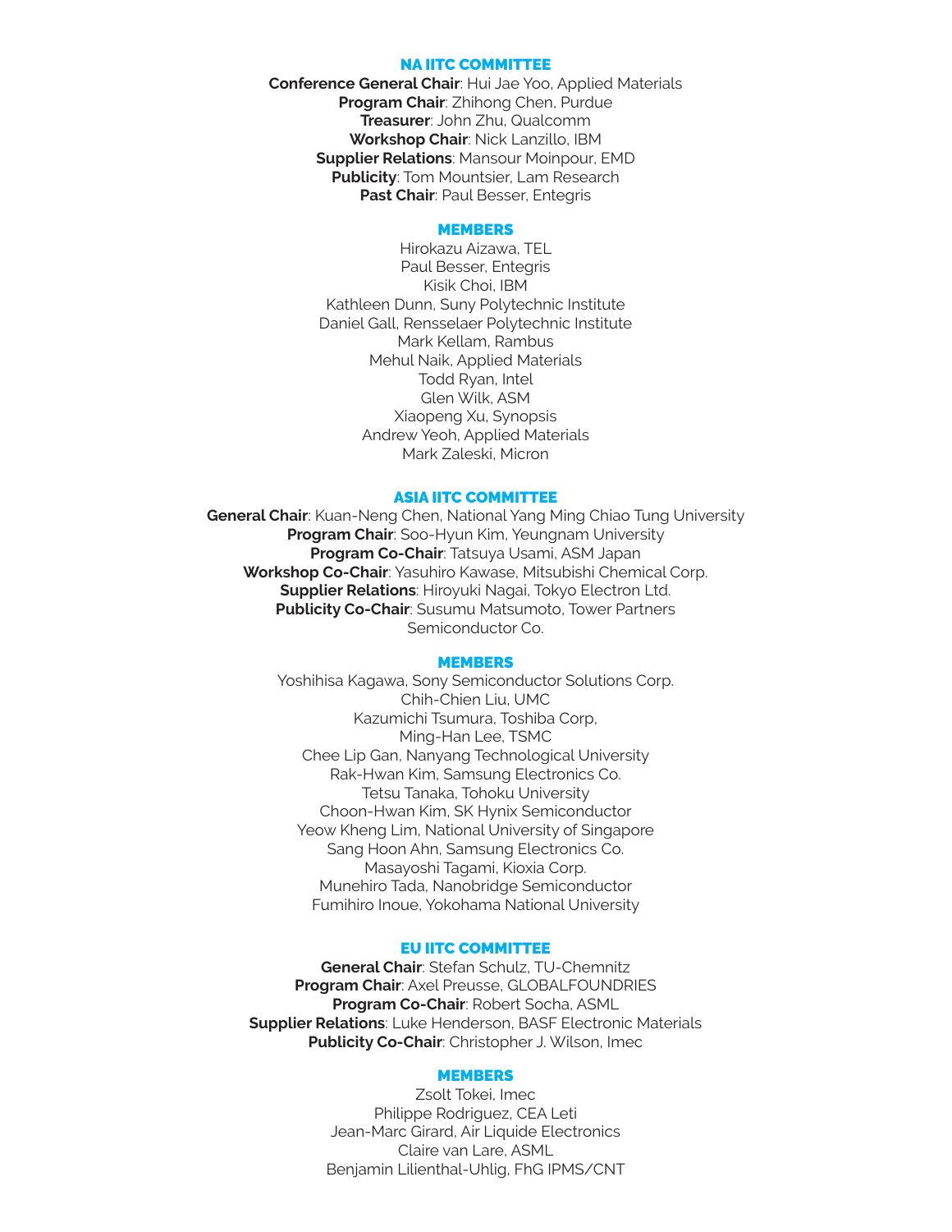## NA IITC COMMITTEE

**Conference General Chair**: Hui Jae Yoo, Applied Materials
**Program Chair**: Zhihong Chen, Purdue
**Treasurer**: John Zhu, Qualcomm
**Workshop Chair**: Nick Lanzillo, IBM
**Supplier Relations**: Mansour Moinpour, EMD
**Publicity**: Tom Mountsier, Lam Research
**Past Chair**: Paul Besser, Entegris

### MEMBERS

Hirokazu Aizawa, TEL
Paul Besser, Entegris
Kisik Choi, IBM
Kathleen Dunn, Suny Polytechnic Institute
Daniel Gall, Rensselaer Polytechnic Institute
Mark Kellam, Rambus
Mehul Naik, Applied Materials
Todd Ryan, Intel
Glen Wilk, ASM
Xiaopeng Xu, Synopsis
Andrew Yeoh, Applied Materials
Mark Zaleski, Micron

## ASIA IITC COMMITTEE

**General Chair**: Kuan-Neng Chen, National Yang Ming Chiao Tung University
**Program Chair**: Soo-Hyun Kim, Yeungnam University
**Program Co-Chair**: Tatsuya Usami, ASM Japan
**Workshop Co-Chair**: Yasuhiro Kawase, Mitsubishi Chemical Corp.
**Supplier Relations**: Hiroyuki Nagai, Tokyo Electron Ltd.
**Publicity Co-Chair**: Susumu Matsumoto, Tower Partners Semiconductor Co.

### MEMBERS

Yoshihisa Kagawa, Sony Semiconductor Solutions Corp.
Chih-Chien Liu, UMC
Kazumichi Tsumura, Toshiba Corp,
Ming-Han Lee, TSMC
Chee Lip Gan, Nanyang Technological University
Rak-Hwan Kim, Samsung Electronics Co.
Tetsu Tanaka, Tohoku University
Choon-Hwan Kim, SK Hynix Semiconductor
Yeow Kheng Lim, National University of Singapore
Sang Hoon Ahn, Samsung Electronics Co.
Masayoshi Tagami, Kioxia Corp.
Munehiro Tada, Nanobridge Semiconductor
Fumihiro Inoue, Yokohama National University

## EU IITC COMMITTEE

**General Chair**: Stefan Schulz, TU-Chemnitz
**Program Chair**: Axel Preusse, GLOBALFOUNDRIES
**Program Co-Chair**: Robert Socha, ASML
**Supplier Relations**: Luke Henderson, BASF Electronic Materials
**Publicity Co-Chair**: Christopher J. Wilson, Imec

### MEMBERS

Zsolt Tokei, Imec
Philippe Rodriguez, CEA Leti
Jean-Marc Girard, Air Liquide Electronics
Claire van Lare, ASML
Benjamin Lilienthal-Uhlig, FhG IPMS/CNT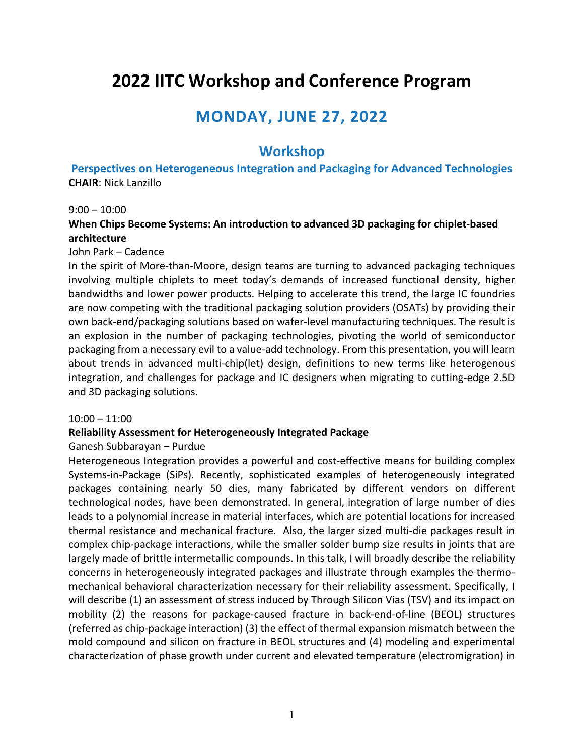# 2022 IITC Workshop and Conference Program

## MONDAY, JUNE 27, 2022

## Workshop

### Perspectives on Heterogeneous Integration and Packaging for Advanced Technologies

**CHAIR**: Nick Lanzillo

9:00 – 10:00

**When Chips Become Systems: An introduction to advanced 3D packaging for chiplet-based architecture**

John Park – Cadence

In the spirit of More-than-Moore, design teams are turning to advanced packaging techniques involving multiple chiplets to meet today's demands of increased functional density, higher bandwidths and lower power products. Helping to accelerate this trend, the large IC foundries are now competing with the traditional packaging solution providers (OSATs) by providing their own back-end/packaging solutions based on wafer-level manufacturing techniques. The result is an explosion in the number of packaging technologies, pivoting the world of semiconductor packaging from a necessary evil to a value-add technology. From this presentation, you will learn about trends in advanced multi-chip(let) design, definitions to new terms like heterogenous integration, and challenges for package and IC designers when migrating to cutting-edge 2.5D and 3D packaging solutions.

10:00 – 11:00

**Reliability Assessment for Heterogeneously Integrated Package**

Ganesh Subbarayan – Purdue

Heterogeneous Integration provides a powerful and cost-effective means for building complex Systems-in-Package (SiPs). Recently, sophisticated examples of heterogeneously integrated packages containing nearly 50 dies, many fabricated by different vendors on different technological nodes, have been demonstrated. In general, integration of large number of dies leads to a polynomial increase in material interfaces, which are potential locations for increased thermal resistance and mechanical fracture. Also, the larger sized multi-die packages result in complex chip-package interactions, while the smaller solder bump size results in joints that are largely made of brittle intermetallic compounds. In this talk, I will broadly describe the reliability concerns in heterogeneously integrated packages and illustrate through examples the thermo-mechanical behavioral characterization necessary for their reliability assessment. Specifically, I will describe (1) an assessment of stress induced by Through Silicon Vias (TSV) and its impact on mobility (2) the reasons for package-caused fracture in back-end-of-line (BEOL) structures (referred as chip-package interaction) (3) the effect of thermal expansion mismatch between the mold compound and silicon on fracture in BEOL structures and (4) modeling and experimental characterization of phase growth under current and elevated temperature (electromigration) in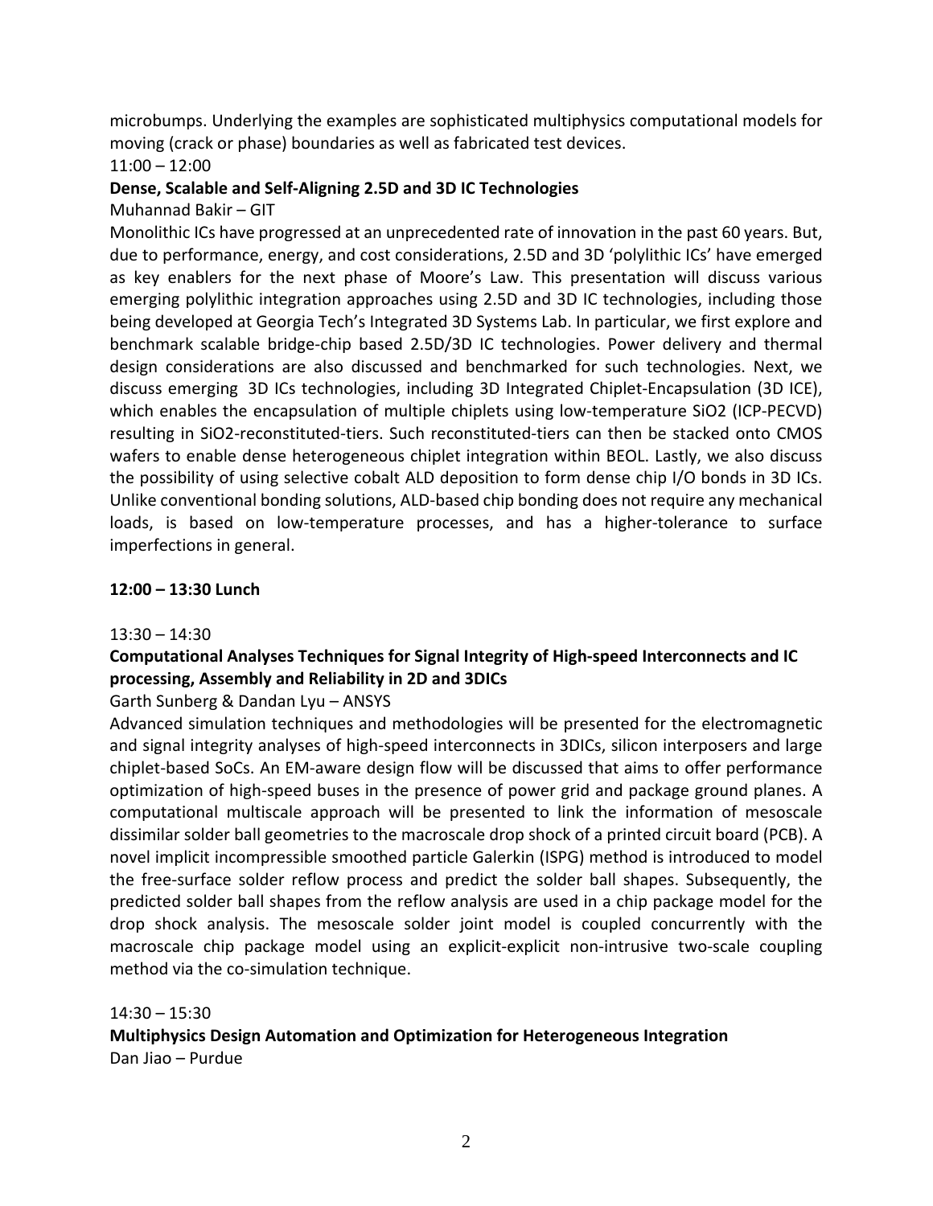microbumps. Underlying the examples are sophisticated multiphysics computational models for moving (crack or phase) boundaries as well as fabricated test devices.

11:00 – 12:00

**Dense, Scalable and Self-Aligning 2.5D and 3D IC Technologies**

Muhannad Bakir – GIT

Monolithic ICs have progressed at an unprecedented rate of innovation in the past 60 years. But, due to performance, energy, and cost considerations, 2.5D and 3D 'polylithic ICs' have emerged as key enablers for the next phase of Moore's Law. This presentation will discuss various emerging polylithic integration approaches using 2.5D and 3D IC technologies, including those being developed at Georgia Tech's Integrated 3D Systems Lab. In particular, we first explore and benchmark scalable bridge-chip based 2.5D/3D IC technologies. Power delivery and thermal design considerations are also discussed and benchmarked for such technologies. Next, we discuss emerging 3D ICs technologies, including 3D Integrated Chiplet-Encapsulation (3D ICE), which enables the encapsulation of multiple chiplets using low-temperature $SiO_2$ (ICP-PECVD) resulting in $SiO_2$-reconstituted-tiers. Such reconstituted-tiers can then be stacked onto CMOS wafers to enable dense heterogeneous chiplet integration within BEOL. Lastly, we also discuss the possibility of using selective cobalt ALD deposition to form dense chip I/O bonds in 3D ICs. Unlike conventional bonding solutions, ALD-based chip bonding does not require any mechanical loads, is based on low-temperature processes, and has a higher-tolerance to surface imperfections in general.

**12:00 – 13:30 Lunch**

13:30 – 14:30

**Computational Analyses Techniques for Signal Integrity of High-speed Interconnects and IC processing, Assembly and Reliability in 2D and 3DICs**

Garth Sunberg & Dandan Lyu – ANSYS

Advanced simulation techniques and methodologies will be presented for the electromagnetic and signal integrity analyses of high-speed interconnects in 3DICs, silicon interposers and large chiplet-based SoCs. An EM-aware design flow will be discussed that aims to offer performance optimization of high-speed buses in the presence of power grid and package ground planes. A computational multiscale approach will be presented to link the information of mesoscale dissimilar solder ball geometries to the macroscale drop shock of a printed circuit board (PCB). A novel implicit incompressible smoothed particle Galerkin (ISPG) method is introduced to model the free-surface solder reflow process and predict the solder ball shapes. Subsequently, the predicted solder ball shapes from the reflow analysis are used in a chip package model for the drop shock analysis. The mesoscale solder joint model is coupled concurrently with the macroscale chip package model using an explicit-explicit non-intrusive two-scale coupling method via the co-simulation technique.

14:30 – 15:30

**Multiphysics Design Automation and Optimization for Heterogeneous Integration**

Dan Jiao – Purdue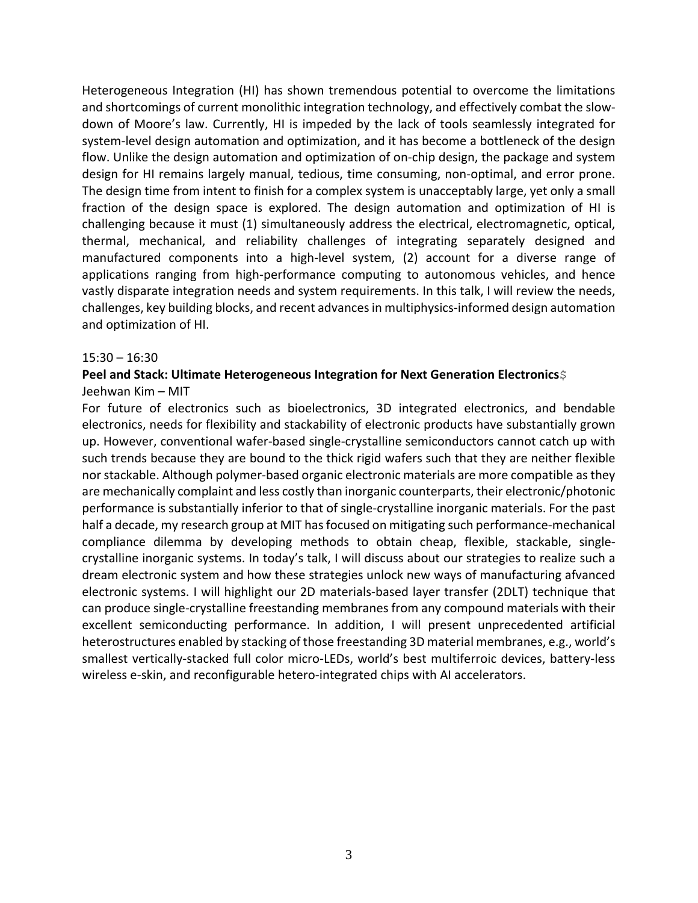Heterogeneous Integration (HI) has shown tremendous potential to overcome the limitations and shortcomings of current monolithic integration technology, and effectively combat the slow-down of Moore's law. Currently, HI is impeded by the lack of tools seamlessly integrated for system-level design automation and optimization, and it has become a bottleneck of the design flow. Unlike the design automation and optimization of on-chip design, the package and system design for HI remains largely manual, tedious, time consuming, non-optimal, and error prone. The design time from intent to finish for a complex system is unacceptably large, yet only a small fraction of the design space is explored. The design automation and optimization of HI is challenging because it must (1) simultaneously address the electrical, electromagnetic, optical, thermal, mechanical, and reliability challenges of integrating separately designed and manufactured components into a high-level system, (2) account for a diverse range of applications ranging from high-performance computing to autonomous vehicles, and hence vastly disparate integration needs and system requirements. In this talk, I will review the needs, challenges, key building blocks, and recent advances in multiphysics-informed design automation and optimization of HI.

15:30 – 16:30

**Peel and Stack: Ultimate Heterogeneous Integration for Next Generation Electronics**$

Jeehwan Kim – MIT

For future of electronics such as bioelectronics, 3D integrated electronics, and bendable electronics, needs for flexibility and stackability of electronic products have substantially grown up. However, conventional wafer-based single-crystalline semiconductors cannot catch up with such trends because they are bound to the thick rigid wafers such that they are neither flexible nor stackable. Although polymer-based organic electronic materials are more compatible as they are mechanically complaint and less costly than inorganic counterparts, their electronic/photonic performance is substantially inferior to that of single-crystalline inorganic materials. For the past half a decade, my research group at MIT has focused on mitigating such performance-mechanical compliance dilemma by developing methods to obtain cheap, flexible, stackable, single-crystalline inorganic systems. In today's talk, I will discuss about our strategies to realize such a dream electronic system and how these strategies unlock new ways of manufacturing afvanced electronic systems. I will highlight our 2D materials-based layer transfer (2DLT) technique that can produce single-crystalline freestanding membranes from any compound materials with their excellent semiconducting performance. In addition, I will present unprecedented artificial heterostructures enabled by stacking of those freestanding 3D material membranes, e.g., world's smallest vertically-stacked full color micro-LEDs, world's best multiferroic devices, battery-less wireless e-skin, and reconfigurable hetero-integrated chips with AI accelerators.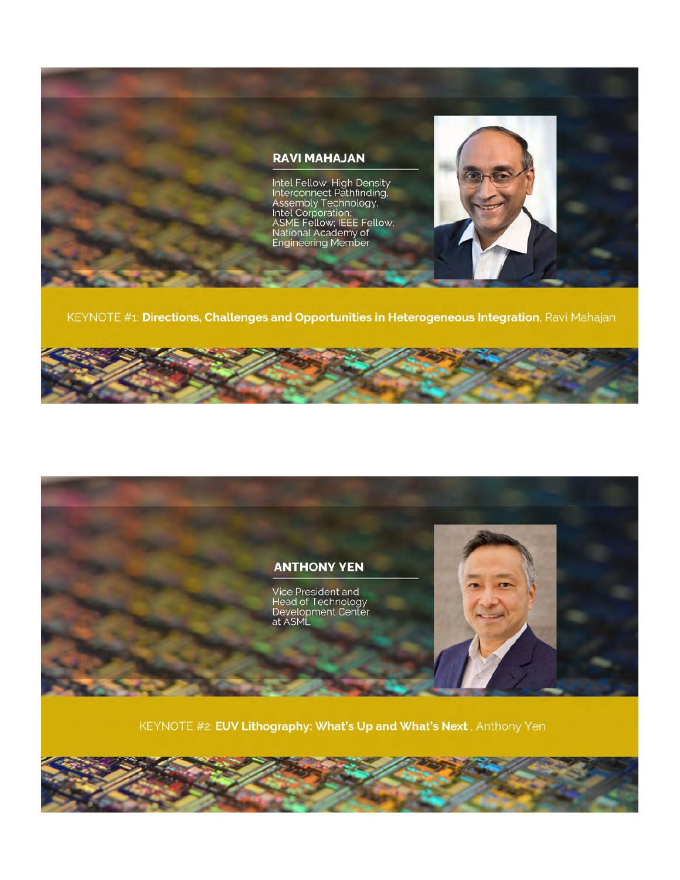## RAVI MAHAJAN

Intel Fellow, High Density Interconnect Pathfinding, Assembly Technology, Intel Corporation; ASME Fellow; IEEE Fellow; National Academy of Engineering Member

KEYNOTE #1: **Directions, Challenges and Opportunities in Heterogeneous Integration**, Ravi Mahajan

## ANTHONY YEN

Vice President and Head of Technology Development Center at ASML

KEYNOTE #2: **EUV Lithography: What's Up and What's Next** , Anthony Yen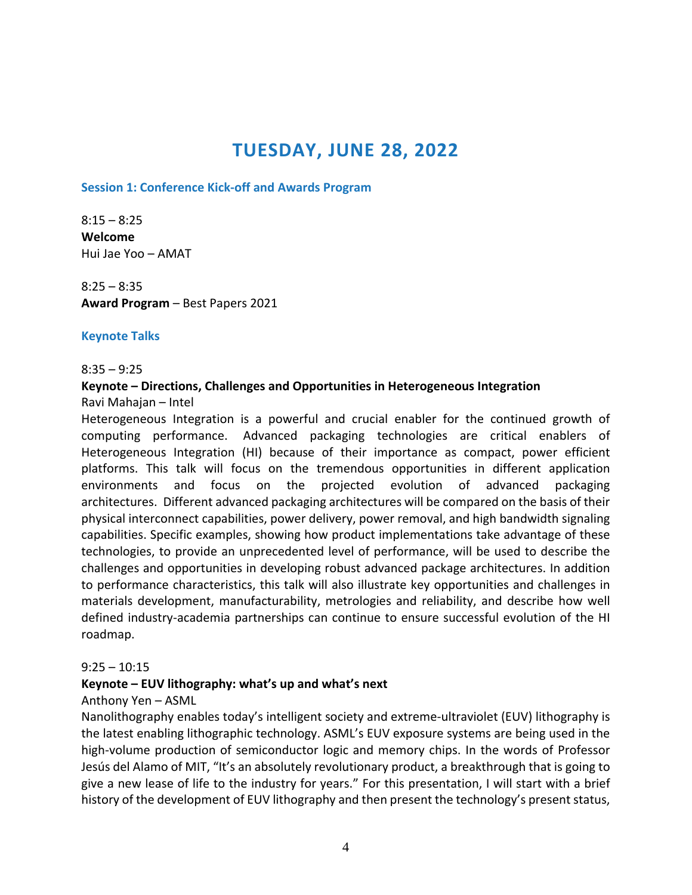# TUESDAY, JUNE 28, 2022

## Session 1: Conference Kick-off and Awards Program

8:15 – 8:25
**Welcome**
Hui Jae Yoo – AMAT

8:25 – 8:35
**Award Program** – Best Papers 2021

## Keynote Talks

8:35 – 9:25
**Keynote – Directions, Challenges and Opportunities in Heterogeneous Integration**
Ravi Mahajan – Intel
Heterogeneous Integration is a powerful and crucial enabler for the continued growth of computing performance. Advanced packaging technologies are critical enablers of Heterogeneous Integration (HI) because of their importance as compact, power efficient platforms. This talk will focus on the tremendous opportunities in different application environments and focus on the projected evolution of advanced packaging architectures. Different advanced packaging architectures will be compared on the basis of their physical interconnect capabilities, power delivery, power removal, and high bandwidth signaling capabilities. Specific examples, showing how product implementations take advantage of these technologies, to provide an unprecedented level of performance, will be used to describe the challenges and opportunities in developing robust advanced package architectures. In addition to performance characteristics, this talk will also illustrate key opportunities and challenges in materials development, manufacturability, metrologies and reliability, and describe how well defined industry-academia partnerships can continue to ensure successful evolution of the HI roadmap.

9:25 – 10:15
**Keynote – EUV lithography: what's up and what's next**
Anthony Yen – ASML
Nanolithography enables today's intelligent society and extreme-ultraviolet (EUV) lithography is the latest enabling lithographic technology. ASML's EUV exposure systems are being used in the high-volume production of semiconductor logic and memory chips. In the words of Professor Jesús del Alamo of MIT, "It's an absolutely revolutionary product, a breakthrough that is going to give a new lease of life to the industry for years." For this presentation, I will start with a brief history of the development of EUV lithography and then present the technology's present status,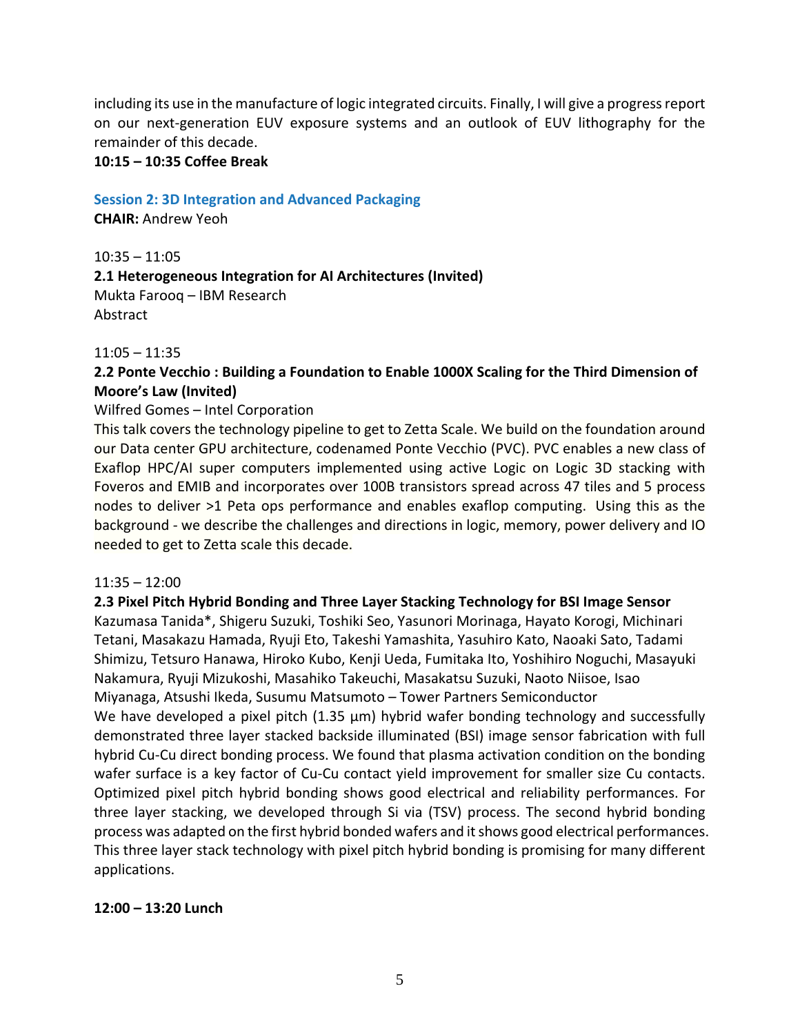including its use in the manufacture of logic integrated circuits. Finally, I will give a progress report on our next-generation EUV exposure systems and an outlook of EUV lithography for the remainder of this decade.

**10:15 – 10:35 Coffee Break**

## Session 2: 3D Integration and Advanced Packaging

**CHAIR:** Andrew Yeoh

10:35 – 11:05

**2.1 Heterogeneous Integration for AI Architectures (Invited)**

Mukta Farooq – IBM Research

Abstract

11:05 – 11:35

**2.2 Ponte Vecchio : Building a Foundation to Enable 1000X Scaling for the Third Dimension of Moore's Law (Invited)**

Wilfred Gomes – Intel Corporation

This talk covers the technology pipeline to get to Zetta Scale. We build on the foundation around our Data center GPU architecture, codenamed Ponte Vecchio (PVC). PVC enables a new class of Exaflop HPC/AI super computers implemented using active Logic on Logic 3D stacking with Foveros and EMIB and incorporates over 100B transistors spread across 47 tiles and 5 process nodes to deliver >1 Peta ops performance and enables exaflop computing. Using this as the background - we describe the challenges and directions in logic, memory, power delivery and IO needed to get to Zetta scale this decade.

11:35 – 12:00

**2.3 Pixel Pitch Hybrid Bonding and Three Layer Stacking Technology for BSI Image Sensor**

Kazumasa Tanida*, Shigeru Suzuki, Toshiki Seo, Yasunori Morinaga, Hayato Korogi, Michinari Tetani, Masakazu Hamada, Ryuji Eto, Takeshi Yamashita, Yasuhiro Kato, Naoaki Sato, Tadami Shimizu, Tetsuro Hanawa, Hiroko Kubo, Kenji Ueda, Fumitaka Ito, Yoshihiro Noguchi, Masayuki Nakamura, Ryuji Mizukoshi, Masahiko Takeuchi, Masakatsu Suzuki, Naoto Niisoe, Isao Miyanaga, Atsushi Ikeda, Susumu Matsumoto – Tower Partners Semiconductor

We have developed a pixel pitch (1.35 µm) hybrid wafer bonding technology and successfully demonstrated three layer stacked backside illuminated (BSI) image sensor fabrication with full hybrid Cu-Cu direct bonding process. We found that plasma activation condition on the bonding wafer surface is a key factor of Cu-Cu contact yield improvement for smaller size Cu contacts. Optimized pixel pitch hybrid bonding shows good electrical and reliability performances. For three layer stacking, we developed through Si via (TSV) process. The second hybrid bonding process was adapted on the first hybrid bonded wafers and it shows good electrical performances. This three layer stack technology with pixel pitch hybrid bonding is promising for many different applications.

**12:00 – 13:20 Lunch**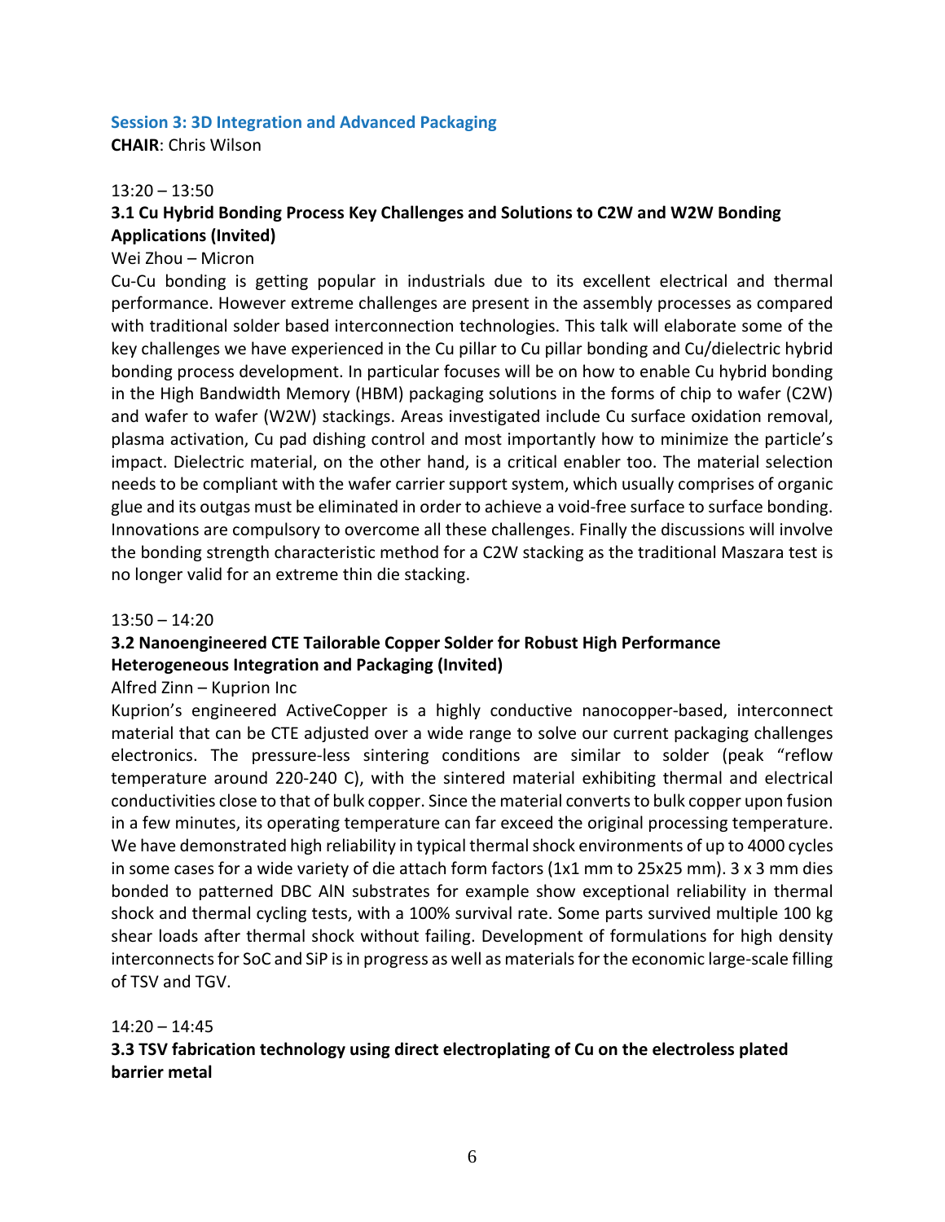## Session 3: 3D Integration and Advanced Packaging

**CHAIR**: Chris Wilson

13:20 – 13:50

**3.1 Cu Hybrid Bonding Process Key Challenges and Solutions to C2W and W2W Bonding Applications (Invited)**

Wei Zhou – Micron

Cu-Cu bonding is getting popular in industrials due to its excellent electrical and thermal performance. However extreme challenges are present in the assembly processes as compared with traditional solder based interconnection technologies. This talk will elaborate some of the key challenges we have experienced in the Cu pillar to Cu pillar bonding and Cu/dielectric hybrid bonding process development. In particular focuses will be on how to enable Cu hybrid bonding in the High Bandwidth Memory (HBM) packaging solutions in the forms of chip to wafer (C2W) and wafer to wafer (W2W) stackings. Areas investigated include Cu surface oxidation removal, plasma activation, Cu pad dishing control and most importantly how to minimize the particle's impact. Dielectric material, on the other hand, is a critical enabler too. The material selection needs to be compliant with the wafer carrier support system, which usually comprises of organic glue and its outgas must be eliminated in order to achieve a void-free surface to surface bonding. Innovations are compulsory to overcome all these challenges. Finally the discussions will involve the bonding strength characteristic method for a C2W stacking as the traditional Maszara test is no longer valid for an extreme thin die stacking.

13:50 – 14:20

**3.2 Nanoengineered CTE Tailorable Copper Solder for Robust High Performance Heterogeneous Integration and Packaging (Invited)**

Alfred Zinn – Kuprion Inc

Kuprion's engineered ActiveCopper is a highly conductive nanocopper-based, interconnect material that can be CTE adjusted over a wide range to solve our current packaging challenges electronics. The pressure-less sintering conditions are similar to solder (peak "reflow temperature around 220-240 C), with the sintered material exhibiting thermal and electrical conductivities close to that of bulk copper. Since the material converts to bulk copper upon fusion in a few minutes, its operating temperature can far exceed the original processing temperature. We have demonstrated high reliability in typical thermal shock environments of up to 4000 cycles in some cases for a wide variety of die attach form factors (1x1 mm to 25x25 mm). 3 x 3 mm dies bonded to patterned DBC AlN substrates for example show exceptional reliability in thermal shock and thermal cycling tests, with a 100% survival rate. Some parts survived multiple 100 kg shear loads after thermal shock without failing. Development of formulations for high density interconnects for SoC and SiP is in progress as well as materials for the economic large-scale filling of TSV and TGV.

14:20 – 14:45

**3.3 TSV fabrication technology using direct electroplating of Cu on the electroless plated barrier metal**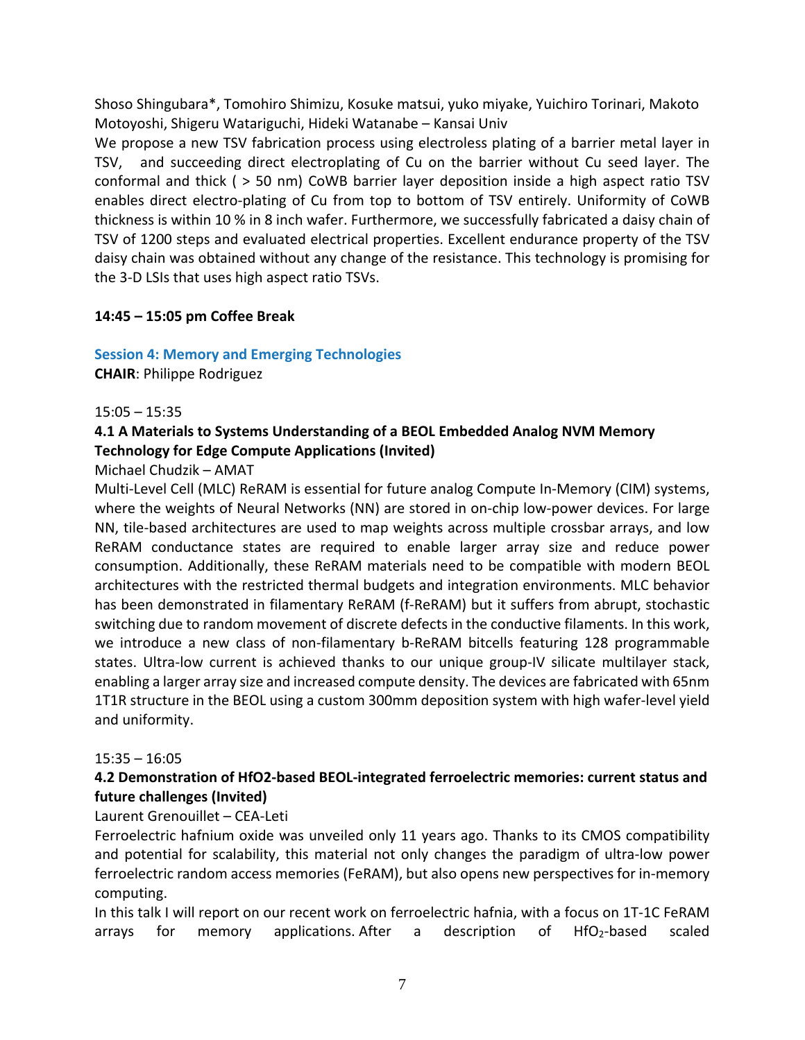Shoso Shingubara*, Tomohiro Shimizu, Kosuke matsui, yuko miyake, Yuichiro Torinari, Makoto Motoyoshi, Shigeru Watariguchi, Hideki Watanabe – Kansai Univ

We propose a new TSV fabrication process using electroless plating of a barrier metal layer in TSV, and succeeding direct electroplating of Cu on the barrier without Cu seed layer. The conformal and thick ( > 50 nm) CoWB barrier layer deposition inside a high aspect ratio TSV enables direct electro-plating of Cu from top to bottom of TSV entirely. Uniformity of CoWB thickness is within 10 % in 8 inch wafer. Furthermore, we successfully fabricated a daisy chain of TSV of 1200 steps and evaluated electrical properties. Excellent endurance property of the TSV daisy chain was obtained without any change of the resistance. This technology is promising for the 3-D LSIs that uses high aspect ratio TSVs.

**14:45 – 15:05 pm Coffee Break**

## Session 4: Memory and Emerging Technologies

**CHAIR**: Philippe Rodriguez

15:05 – 15:35

### 4.1 A Materials to Systems Understanding of a BEOL Embedded Analog NVM Memory Technology for Edge Compute Applications (Invited)

Michael Chudzik – AMAT

Multi-Level Cell (MLC) ReRAM is essential for future analog Compute In-Memory (CIM) systems, where the weights of Neural Networks (NN) are stored in on-chip low-power devices. For large NN, tile-based architectures are used to map weights across multiple crossbar arrays, and low ReRAM conductance states are required to enable larger array size and reduce power consumption. Additionally, these ReRAM materials need to be compatible with modern BEOL architectures with the restricted thermal budgets and integration environments. MLC behavior has been demonstrated in filamentary ReRAM (f-ReRAM) but it suffers from abrupt, stochastic switching due to random movement of discrete defects in the conductive filaments. In this work, we introduce a new class of non-filamentary b-ReRAM bitcells featuring 128 programmable states. Ultra-low current is achieved thanks to our unique group-IV silicate multilayer stack, enabling a larger array size and increased compute density. The devices are fabricated with 65nm 1T1R structure in the BEOL using a custom 300mm deposition system with high wafer-level yield and uniformity.

15:35 – 16:05

### 4.2 Demonstration of HfO2-based BEOL-integrated ferroelectric memories: current status and future challenges (Invited)

Laurent Grenouillet – CEA-Leti

Ferroelectric hafnium oxide was unveiled only 11 years ago. Thanks to its CMOS compatibility and potential for scalability, this material not only changes the paradigm of ultra-low power ferroelectric random access memories (FeRAM), but also opens new perspectives for in-memory computing.

In this talk I will report on our recent work on ferroelectric hafnia, with a focus on 1T-1C FeRAM arrays for memory applications. After a description of $HfO_2$-based scaled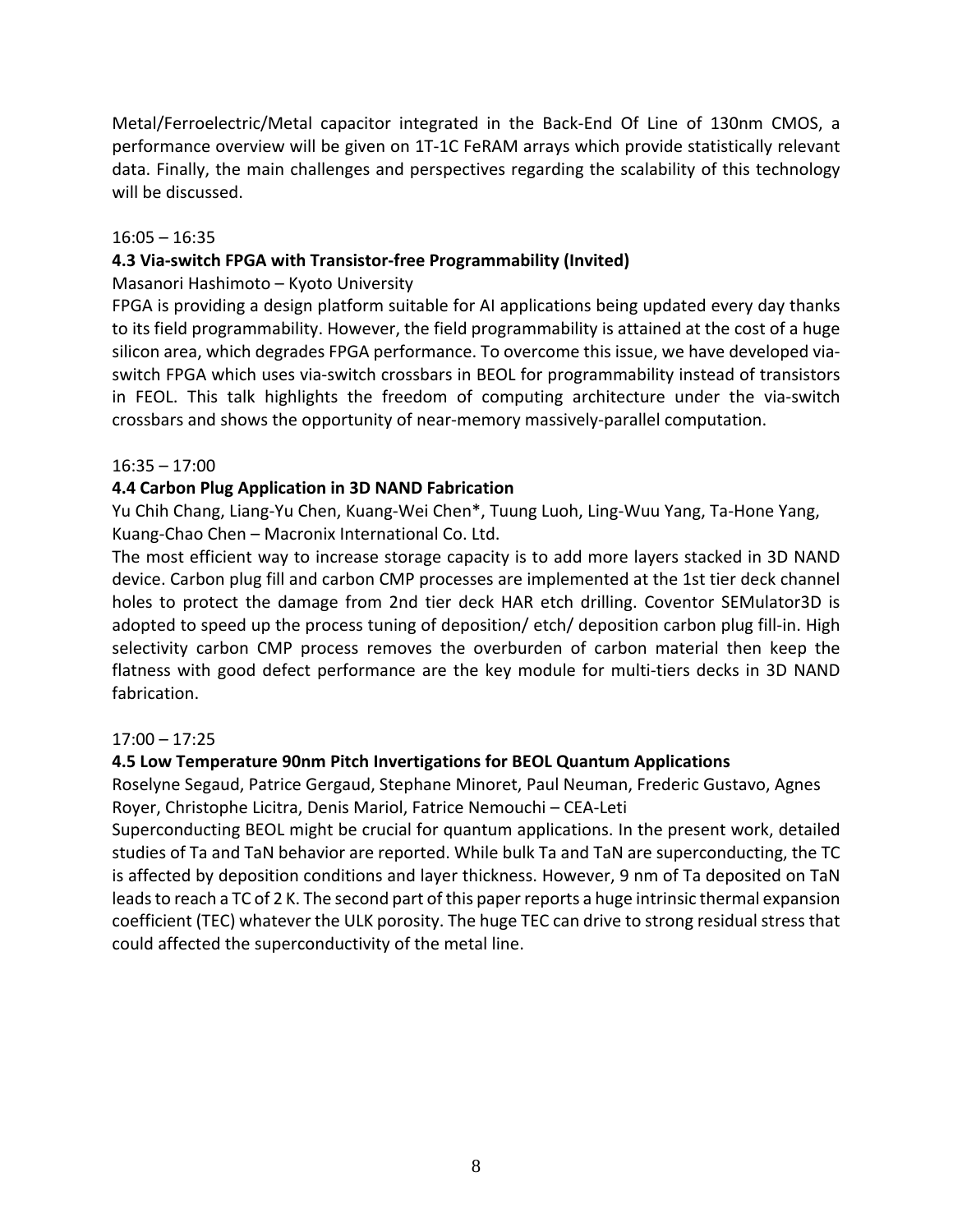Metal/Ferroelectric/Metal capacitor integrated in the Back-End Of Line of 130nm CMOS, a performance overview will be given on 1T-1C FeRAM arrays which provide statistically relevant data. Finally, the main challenges and perspectives regarding the scalability of this technology will be discussed.

16:05 – 16:35

**4.3 Via-switch FPGA with Transistor-free Programmability (Invited)**

Masanori Hashimoto – Kyoto University

FPGA is providing a design platform suitable for AI applications being updated every day thanks to its field programmability. However, the field programmability is attained at the cost of a huge silicon area, which degrades FPGA performance. To overcome this issue, we have developed via-switch FPGA which uses via-switch crossbars in BEOL for programmability instead of transistors in FEOL. This talk highlights the freedom of computing architecture under the via-switch crossbars and shows the opportunity of near-memory massively-parallel computation.

16:35 – 17:00

**4.4 Carbon Plug Application in 3D NAND Fabrication**

Yu Chih Chang, Liang-Yu Chen, Kuang-Wei Chen*, Tuung Luoh, Ling-Wuu Yang, Ta-Hone Yang, Kuang-Chao Chen – Macronix International Co. Ltd.

The most efficient way to increase storage capacity is to add more layers stacked in 3D NAND device. Carbon plug fill and carbon CMP processes are implemented at the 1st tier deck channel holes to protect the damage from 2nd tier deck HAR etch drilling. Coventor SEMulator3D is adopted to speed up the process tuning of deposition/ etch/ deposition carbon plug fill-in. High selectivity carbon CMP process removes the overburden of carbon material then keep the flatness with good defect performance are the key module for multi-tiers decks in 3D NAND fabrication.

17:00 – 17:25

**4.5 Low Temperature 90nm Pitch Invertigations for BEOL Quantum Applications**

Roselyne Segaud, Patrice Gergaud, Stephane Minoret, Paul Neuman, Frederic Gustavo, Agnes Royer, Christophe Licitra, Denis Mariol, Fatrice Nemouchi – CEA-Leti

Superconducting BEOL might be crucial for quantum applications. In the present work, detailed studies of Ta and TaN behavior are reported. While bulk Ta and TaN are superconducting, the TC is affected by deposition conditions and layer thickness. However, 9 nm of Ta deposited on TaN leads to reach a TC of 2 K. The second part of this paper reports a huge intrinsic thermal expansion coefficient (TEC) whatever the ULK porosity. The huge TEC can drive to strong residual stress that could affected the superconductivity of the metal line.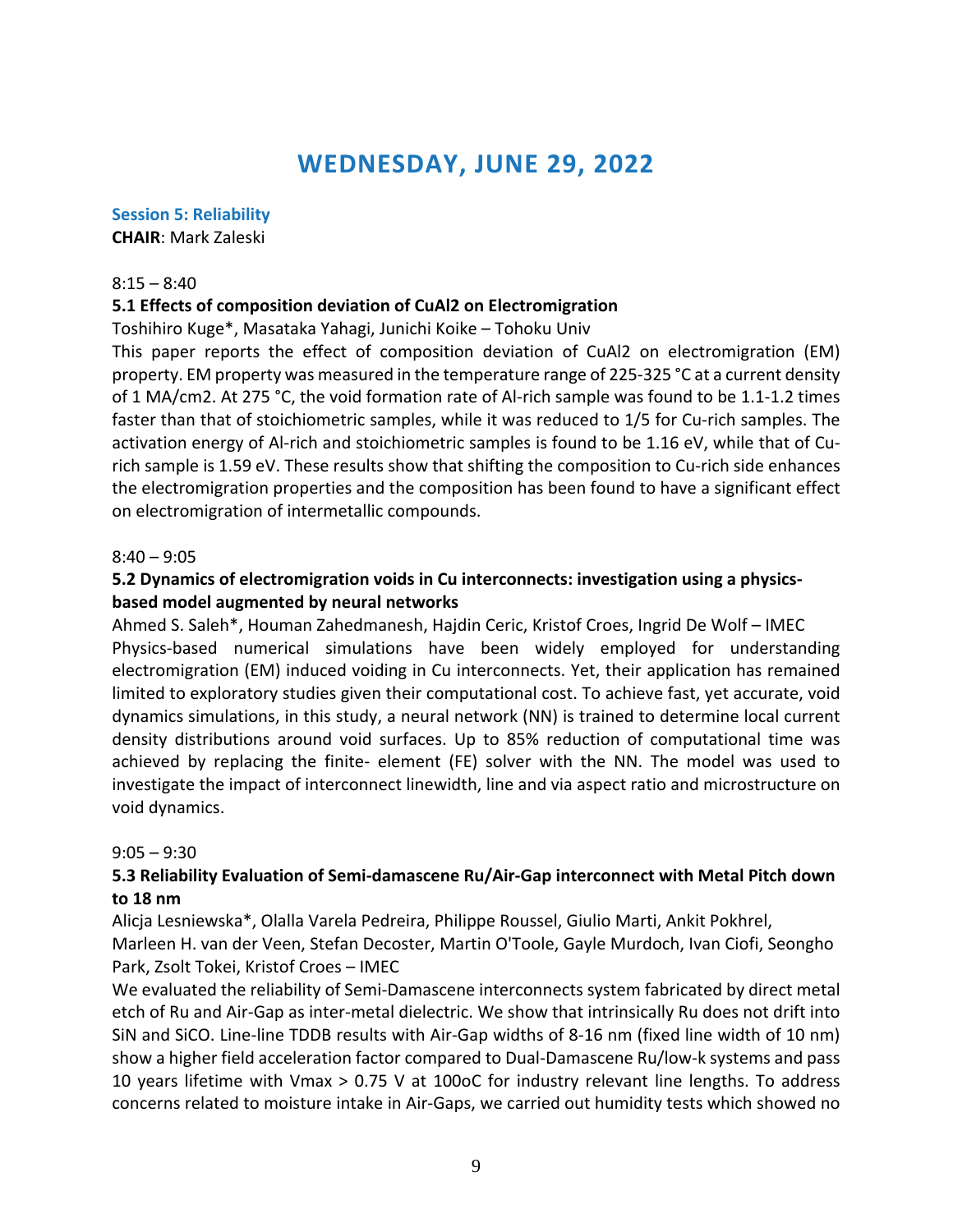# WEDNESDAY, JUNE 29, 2022

## Session 5: Reliability

**CHAIR**: Mark Zaleski

8:15 – 8:40

### 5.1 Effects of composition deviation of $CuAl_2$ on Electromigration

Toshihiro Kuge*, Masataka Yahagi, Junichi Koike – Tohoku Univ

This paper reports the effect of composition deviation of $CuAl_2$ on electromigration (EM) property. EM property was measured in the temperature range of 225-325 °C at a current density of 1 $MA/cm^2$. At 275 °C, the void formation rate of Al-rich sample was found to be 1.1-1.2 times faster than that of stoichiometric samples, while it was reduced to 1/5 for Cu-rich samples. The activation energy of Al-rich and stoichiometric samples is found to be 1.16 eV, while that of Cu-rich sample is 1.59 eV. These results show that shifting the composition to Cu-rich side enhances the electromigration properties and the composition has been found to have a significant effect on electromigration of intermetallic compounds.

8:40 – 9:05

### 5.2 Dynamics of electromigration voids in Cu interconnects: investigation using a physics-based model augmented by neural networks

Ahmed S. Saleh*, Houman Zahedmanesh, Hajdin Ceric, Kristof Croes, Ingrid De Wolf – IMEC

Physics-based numerical simulations have been widely employed for understanding electromigration (EM) induced voiding in Cu interconnects. Yet, their application has remained limited to exploratory studies given their computational cost. To achieve fast, yet accurate, void dynamics simulations, in this study, a neural network (NN) is trained to determine local current density distributions around void surfaces. Up to 85% reduction of computational time was achieved by replacing the finite- element (FE) solver with the NN. The model was used to investigate the impact of interconnect linewidth, line and via aspect ratio and microstructure on void dynamics.

9:05 – 9:30

### 5.3 Reliability Evaluation of Semi-damascene Ru/Air-Gap interconnect with Metal Pitch down to 18 nm

Alicja Lesniewska*, Olalla Varela Pedreira, Philippe Roussel, Giulio Marti, Ankit Pokhrel, Marleen H. van der Veen, Stefan Decoster, Martin O'Toole, Gayle Murdoch, Ivan Ciofi, Seongho Park, Zsolt Tokei, Kristof Croes – IMEC

We evaluated the reliability of Semi-Damascene interconnects system fabricated by direct metal etch of Ru and Air-Gap as inter-metal dielectric. We show that intrinsically Ru does not drift into SiN and SiCO. Line-line TDDB results with Air-Gap widths of 8-16 nm (fixed line width of 10 nm) show a higher field acceleration factor compared to Dual-Damascene Ru/low-k systems and pass 10 years lifetime with Vmax > 0.75 V at 100oC for industry relevant line lengths. To address concerns related to moisture intake in Air-Gaps, we carried out humidity tests which showed no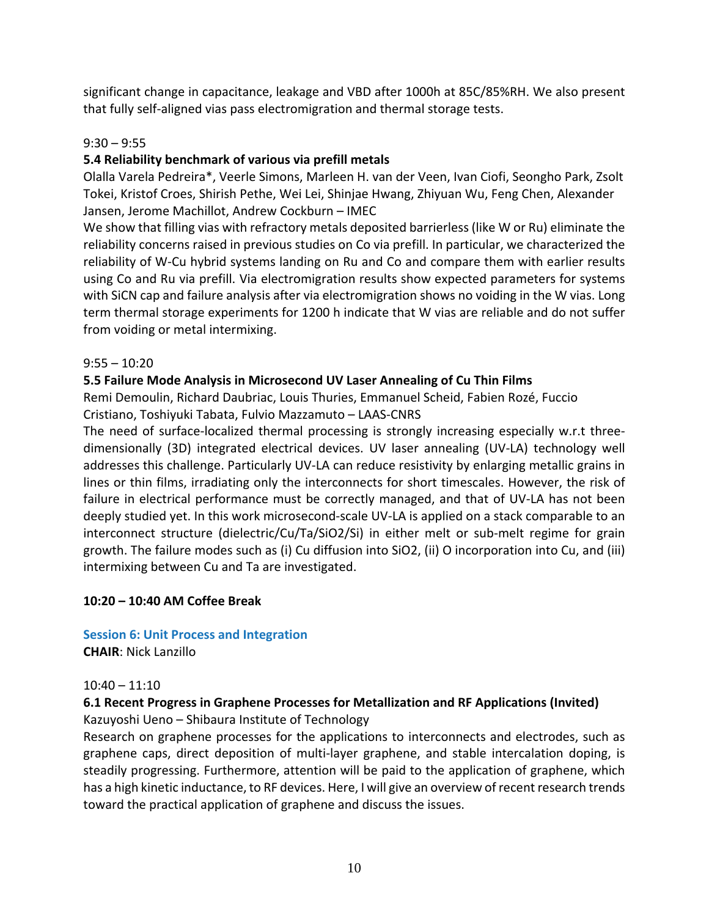significant change in capacitance, leakage and VBD after 1000h at 85C/85%RH. We also present that fully self-aligned vias pass electromigration and thermal storage tests.

9:30 – 9:55

**5.4 Reliability benchmark of various via prefill metals**

Olalla Varela Pedreira*, Veerle Simons, Marleen H. van der Veen, Ivan Ciofi, Seongho Park, Zsolt Tokei, Kristof Croes, Shirish Pethe, Wei Lei, Shinjae Hwang, Zhiyuan Wu, Feng Chen, Alexander Jansen, Jerome Machillot, Andrew Cockburn – IMEC

We show that filling vias with refractory metals deposited barrierless (like W or Ru) eliminate the reliability concerns raised in previous studies on Co via prefill. In particular, we characterized the reliability of W-Cu hybrid systems landing on Ru and Co and compare them with earlier results using Co and Ru via prefill. Via electromigration results show expected parameters for systems with SiCN cap and failure analysis after via electromigration shows no voiding in the W vias. Long term thermal storage experiments for 1200 h indicate that W vias are reliable and do not suffer from voiding or metal intermixing.

9:55 – 10:20

**5.5 Failure Mode Analysis in Microsecond UV Laser Annealing of Cu Thin Films**

Remi Demoulin, Richard Daubriac, Louis Thuries, Emmanuel Scheid, Fabien Rozé, Fuccio Cristiano, Toshiyuki Tabata, Fulvio Mazzamuto – LAAS-CNRS

The need of surface-localized thermal processing is strongly increasing especially w.r.t three-dimensionally (3D) integrated electrical devices. UV laser annealing (UV-LA) technology well addresses this challenge. Particularly UV-LA can reduce resistivity by enlarging metallic grains in lines or thin films, irradiating only the interconnects for short timescales. However, the risk of failure in electrical performance must be correctly managed, and that of UV-LA has not been deeply studied yet. In this work microsecond-scale UV-LA is applied on a stack comparable to an interconnect structure (dielectric/Cu/Ta/$SiO_2$/Si) in either melt or sub-melt regime for grain growth. The failure modes such as (i) Cu diffusion into $SiO_2$, (ii) O incorporation into Cu, and (iii) intermixing between Cu and Ta are investigated.

**10:20 – 10:40 AM Coffee Break**

## Session 6: Unit Process and Integration

**CHAIR**: Nick Lanzillo

10:40 – 11:10

**6.1 Recent Progress in Graphene Processes for Metallization and RF Applications (Invited)**

Kazuyoshi Ueno – Shibaura Institute of Technology

Research on graphene processes for the applications to interconnects and electrodes, such as graphene caps, direct deposition of multi-layer graphene, and stable intercalation doping, is steadily progressing. Furthermore, attention will be paid to the application of graphene, which has a high kinetic inductance, to RF devices. Here, I will give an overview of recent research trends toward the practical application of graphene and discuss the issues.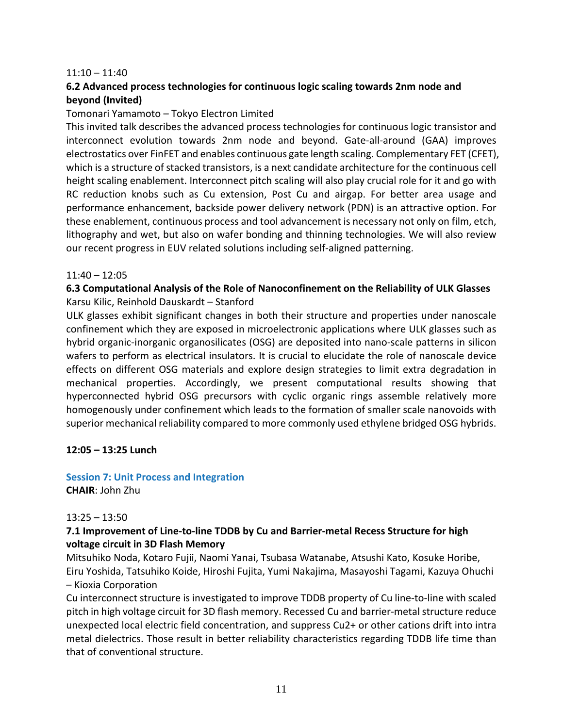11:10 – 11:40

**6.2 Advanced process technologies for continuous logic scaling towards 2nm node and beyond (Invited)**

Tomonari Yamamoto – Tokyo Electron Limited

This invited talk describes the advanced process technologies for continuous logic transistor and interconnect evolution towards 2nm node and beyond. Gate-all-around (GAA) improves electrostatics over FinFET and enables continuous gate length scaling. Complementary FET (CFET), which is a structure of stacked transistors, is a next candidate architecture for the continuous cell height scaling enablement. Interconnect pitch scaling will also play crucial role for it and go with RC reduction knobs such as Cu extension, Post Cu and airgap. For better area usage and performance enhancement, backside power delivery network (PDN) is an attractive option. For these enablement, continuous process and tool advancement is necessary not only on film, etch, lithography and wet, but also on wafer bonding and thinning technologies. We will also review our recent progress in EUV related solutions including self-aligned patterning.

11:40 – 12:05

**6.3 Computational Analysis of the Role of Nanoconfinement on the Reliability of ULK Glasses**

Karsu Kilic, Reinhold Dauskardt – Stanford

ULK glasses exhibit significant changes in both their structure and properties under nanoscale confinement which they are exposed in microelectronic applications where ULK glasses such as hybrid organic-inorganic organosilicates (OSG) are deposited into nano-scale patterns in silicon wafers to perform as electrical insulators. It is crucial to elucidate the role of nanoscale device effects on different OSG materials and explore design strategies to limit extra degradation in mechanical properties. Accordingly, we present computational results showing that hyperconnected hybrid OSG precursors with cyclic organic rings assemble relatively more homogenously under confinement which leads to the formation of smaller scale nanovoids with superior mechanical reliability compared to more commonly used ethylene bridged OSG hybrids.

**12:05 – 13:25 Lunch**

## Session 7: Unit Process and Integration

**CHAIR**: John Zhu

13:25 – 13:50

**7.1 Improvement of Line-to-line TDDB by Cu and Barrier-metal Recess Structure for high voltage circuit in 3D Flash Memory**

Mitsuhiko Noda, Kotaro Fujii, Naomi Yanai, Tsubasa Watanabe, Atsushi Kato, Kosuke Horibe, Eiru Yoshida, Tatsuhiko Koide, Hiroshi Fujita, Yumi Nakajima, Masayoshi Tagami, Kazuya Ohuchi – Kioxia Corporation

Cu interconnect structure is investigated to improve TDDB property of Cu line-to-line with scaled pitch in high voltage circuit for 3D flash memory. Recessed Cu and barrier-metal structure reduce unexpected local electric field concentration, and suppress $Cu^{2+}$ or other cations drift into intra metal dielectrics. Those result in better reliability characteristics regarding TDDB life time than that of conventional structure.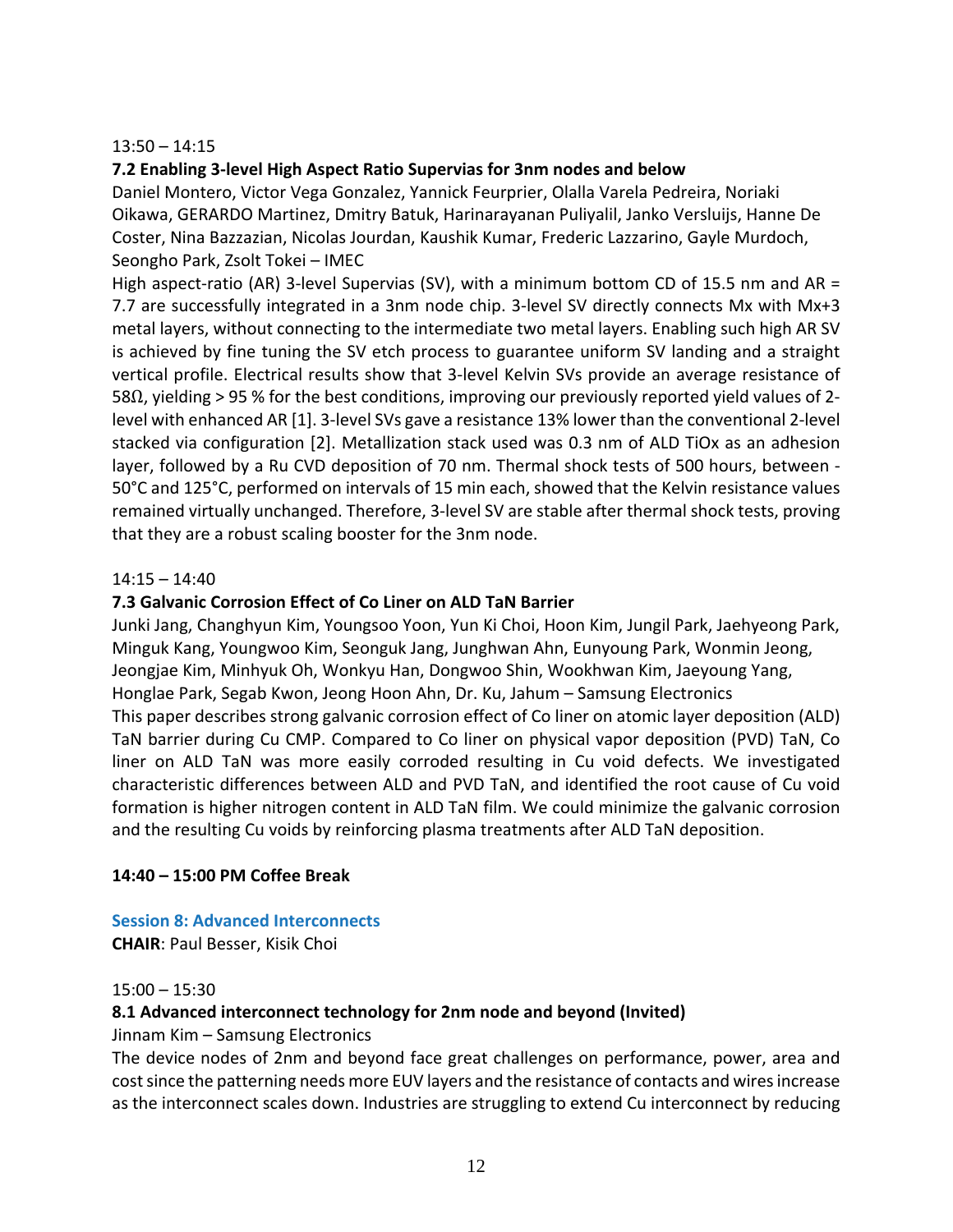13:50 – 14:15

### 7.2 Enabling 3-level High Aspect Ratio Supervias for 3nm nodes and below

Daniel Montero, Victor Vega Gonzalez, Yannick Feurprier, Olalla Varela Pedreira, Noriaki Oikawa, GERARDO Martinez, Dmitry Batuk, Harinarayanan Puliyalil, Janko Versluijs, Hanne De Coster, Nina Bazzazian, Nicolas Jourdan, Kaushik Kumar, Frederic Lazzarino, Gayle Murdoch, Seongho Park, Zsolt Tokei – IMEC

High aspect-ratio (AR) 3-level Supervias (SV), with a minimum bottom CD of 15.5 nm and AR = 7.7 are successfully integrated in a 3nm node chip. 3-level SV directly connects Mx with Mx+3 metal layers, without connecting to the intermediate two metal layers. Enabling such high AR SV is achieved by fine tuning the SV etch process to guarantee uniform SV landing and a straight vertical profile. Electrical results show that 3-level Kelvin SVs provide an average resistance of 58Ω, yielding > 95 % for the best conditions, improving our previously reported yield values of 2-level with enhanced AR [1]. 3-level SVs gave a resistance 13% lower than the conventional 2-level stacked via configuration [2]. Metallization stack used was 0.3 nm of ALD $TiO_x$ as an adhesion layer, followed by a Ru CVD deposition of 70 nm. Thermal shock tests of 500 hours, between -50°C and 125°C, performed on intervals of 15 min each, showed that the Kelvin resistance values remained virtually unchanged. Therefore, 3-level SV are stable after thermal shock tests, proving that they are a robust scaling booster for the 3nm node.

14:15 – 14:40

### 7.3 Galvanic Corrosion Effect of Co Liner on ALD TaN Barrier

Junki Jang, Changhyun Kim, Youngsoo Yoon, Yun Ki Choi, Hoon Kim, Jungil Park, Jaehyeong Park, Minguk Kang, Youngwoo Kim, Seonguk Jang, Junghwan Ahn, Eunyoung Park, Wonmin Jeong, Jeongjae Kim, Minhyuk Oh, Wonkyu Han, Dongwoo Shin, Wookhwan Kim, Jaeyoung Yang, Honglae Park, Segab Kwon, Jeong Hoon Ahn, Dr. Ku, Jahum – Samsung Electronics

This paper describes strong galvanic corrosion effect of Co liner on atomic layer deposition (ALD) TaN barrier during Cu CMP. Compared to Co liner on physical vapor deposition (PVD) TaN, Co liner on ALD TaN was more easily corroded resulting in Cu void defects. We investigated characteristic differences between ALD and PVD TaN, and identified the root cause of Cu void formation is higher nitrogen content in ALD TaN film. We could minimize the galvanic corrosion and the resulting Cu voids by reinforcing plasma treatments after ALD TaN deposition.

**14:40 – 15:00 PM Coffee Break**

## Session 8: Advanced Interconnects

**CHAIR**: Paul Besser, Kisik Choi

15:00 – 15:30

### 8.1 Advanced interconnect technology for 2nm node and beyond (Invited)

Jinnam Kim – Samsung Electronics

The device nodes of 2nm and beyond face great challenges on performance, power, area and cost since the patterning needs more EUV layers and the resistance of contacts and wires increase as the interconnect scales down. Industries are struggling to extend Cu interconnect by reducing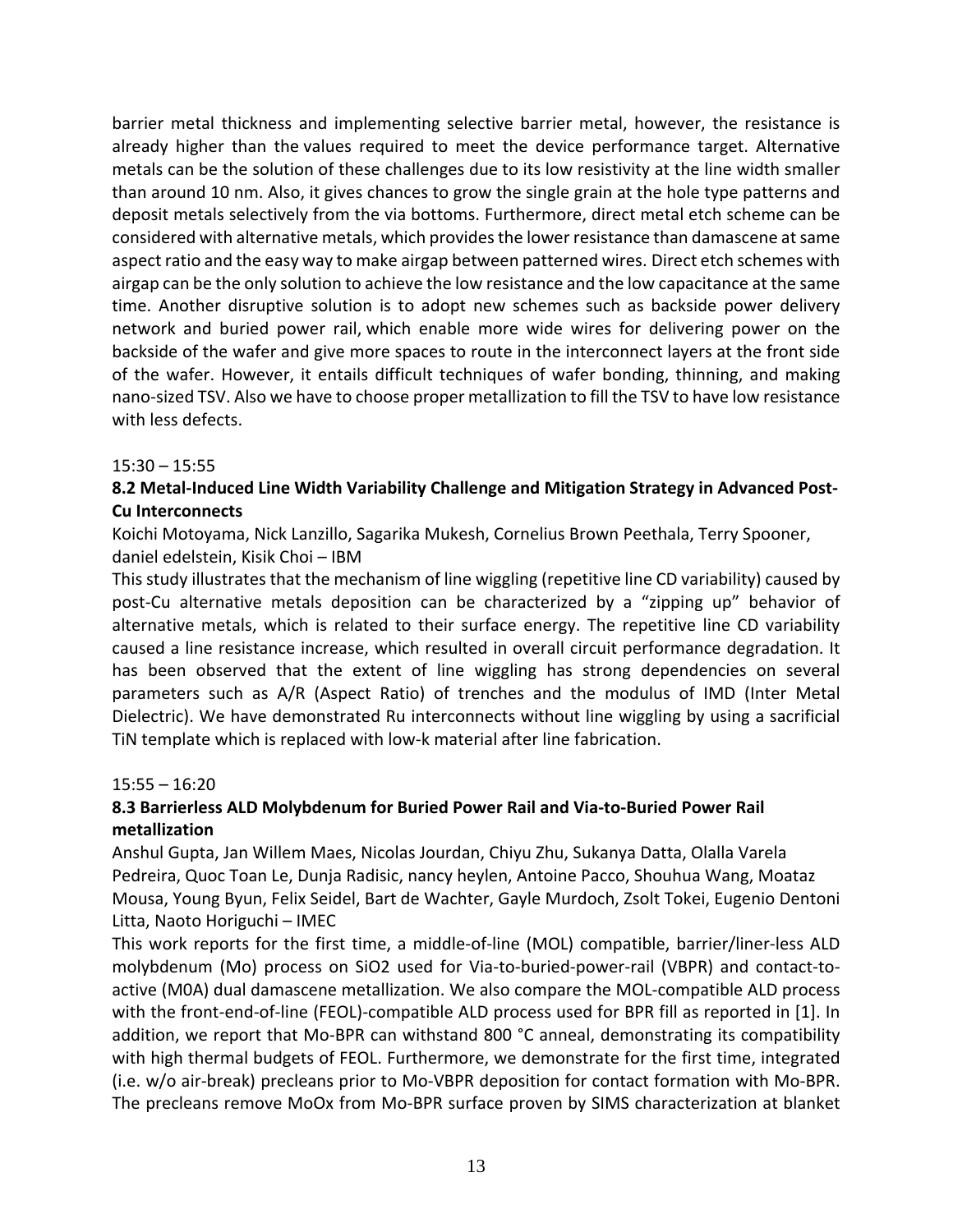barrier metal thickness and implementing selective barrier metal, however, the resistance is already higher than the values required to meet the device performance target. Alternative metals can be the solution of these challenges due to its low resistivity at the line width smaller than around 10 nm. Also, it gives chances to grow the single grain at the hole type patterns and deposit metals selectively from the via bottoms. Furthermore, direct metal etch scheme can be considered with alternative metals, which provides the lower resistance than damascene at same aspect ratio and the easy way to make airgap between patterned wires. Direct etch schemes with airgap can be the only solution to achieve the low resistance and the low capacitance at the same time. Another disruptive solution is to adopt new schemes such as backside power delivery network and buried power rail, which enable more wide wires for delivering power on the backside of the wafer and give more spaces to route in the interconnect layers at the front side of the wafer. However, it entails difficult techniques of wafer bonding, thinning, and making nano-sized TSV. Also we have to choose proper metallization to fill the TSV to have low resistance with less defects.

15:30 – 15:55

**8.2 Metal-Induced Line Width Variability Challenge and Mitigation Strategy in Advanced Post-Cu Interconnects**

Koichi Motoyama, Nick Lanzillo, Sagarika Mukesh, Cornelius Brown Peethala, Terry Spooner, daniel edelstein, Kisik Choi – IBM

This study illustrates that the mechanism of line wiggling (repetitive line CD variability) caused by post-Cu alternative metals deposition can be characterized by a "zipping up" behavior of alternative metals, which is related to their surface energy. The repetitive line CD variability caused a line resistance increase, which resulted in overall circuit performance degradation. It has been observed that the extent of line wiggling has strong dependencies on several parameters such as A/R (Aspect Ratio) of trenches and the modulus of IMD (Inter Metal Dielectric). We have demonstrated Ru interconnects without line wiggling by using a sacrificial TiN template which is replaced with low-k material after line fabrication.

15:55 – 16:20

**8.3 Barrierless ALD Molybdenum for Buried Power Rail and Via-to-Buried Power Rail metallization**

Anshul Gupta, Jan Willem Maes, Nicolas Jourdan, Chiyu Zhu, Sukanya Datta, Olalla Varela Pedreira, Quoc Toan Le, Dunja Radisic, nancy heylen, Antoine Pacco, Shouhua Wang, Moataz Mousa, Young Byun, Felix Seidel, Bart de Wachter, Gayle Murdoch, Zsolt Tokei, Eugenio Dentoni Litta, Naoto Horiguchi – IMEC

This work reports for the first time, a middle-of-line (MOL) compatible, barrier/liner-less ALD molybdenum (Mo) process on $SiO_2$ used for Via-to-buried-power-rail (VBPR) and contact-to-active (M0A) dual damascene metallization. We also compare the MOL-compatible ALD process with the front-end-of-line (FEOL)-compatible ALD process used for BPR fill as reported in [1]. In addition, we report that Mo-BPR can withstand 800 °C anneal, demonstrating its compatibility with high thermal budgets of FEOL. Furthermore, we demonstrate for the first time, integrated (i.e. w/o air-break) precleans prior to Mo-VBPR deposition for contact formation with Mo-BPR. The precleans remove $MoO_x$ from Mo-BPR surface proven by SIMS characterization at blanket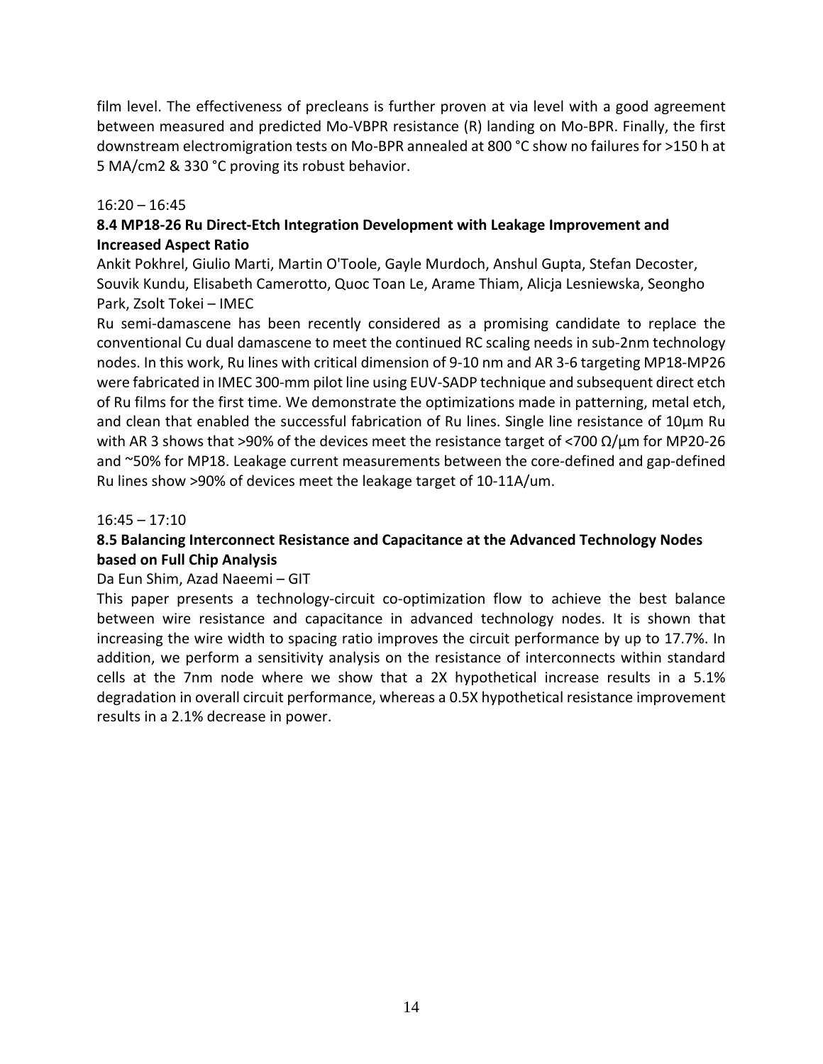film level. The effectiveness of precleans is further proven at via level with a good agreement between measured and predicted Mo-VBPR resistance (R) landing on Mo-BPR. Finally, the first downstream electromigration tests on Mo-BPR annealed at 800 °C show no failures for >150 h at 5 MA/cm2 & 330 °C proving its robust behavior.

16:20 – 16:45

**8.4 MP18-26 Ru Direct-Etch Integration Development with Leakage Improvement and Increased Aspect Ratio**

Ankit Pokhrel, Giulio Marti, Martin O'Toole, Gayle Murdoch, Anshul Gupta, Stefan Decoster, Souvik Kundu, Elisabeth Camerotto, Quoc Toan Le, Arame Thiam, Alicja Lesniewska, Seongho Park, Zsolt Tokei – IMEC

Ru semi-damascene has been recently considered as a promising candidate to replace the conventional Cu dual damascene to meet the continued RC scaling needs in sub-2nm technology nodes. In this work, Ru lines with critical dimension of 9-10 nm and AR 3-6 targeting MP18-MP26 were fabricated in IMEC 300-mm pilot line using EUV-SADP technique and subsequent direct etch of Ru films for the first time. We demonstrate the optimizations made in patterning, metal etch, and clean that enabled the successful fabrication of Ru lines. Single line resistance of 10µm Ru with AR 3 shows that >90% of the devices meet the resistance target of <700 Ω/µm for MP20-26 and ~50% for MP18. Leakage current measurements between the core-defined and gap-defined Ru lines show >90% of devices meet the leakage target of 10-11A/um.

16:45 – 17:10

**8.5 Balancing Interconnect Resistance and Capacitance at the Advanced Technology Nodes based on Full Chip Analysis**

Da Eun Shim, Azad Naeemi – GIT

This paper presents a technology-circuit co-optimization flow to achieve the best balance between wire resistance and capacitance in advanced technology nodes. It is shown that increasing the wire width to spacing ratio improves the circuit performance by up to 17.7%. In addition, we perform a sensitivity analysis on the resistance of interconnects within standard cells at the 7nm node where we show that a 2X hypothetical increase results in a 5.1% degradation in overall circuit performance, whereas a 0.5X hypothetical resistance improvement results in a 2.1% decrease in power.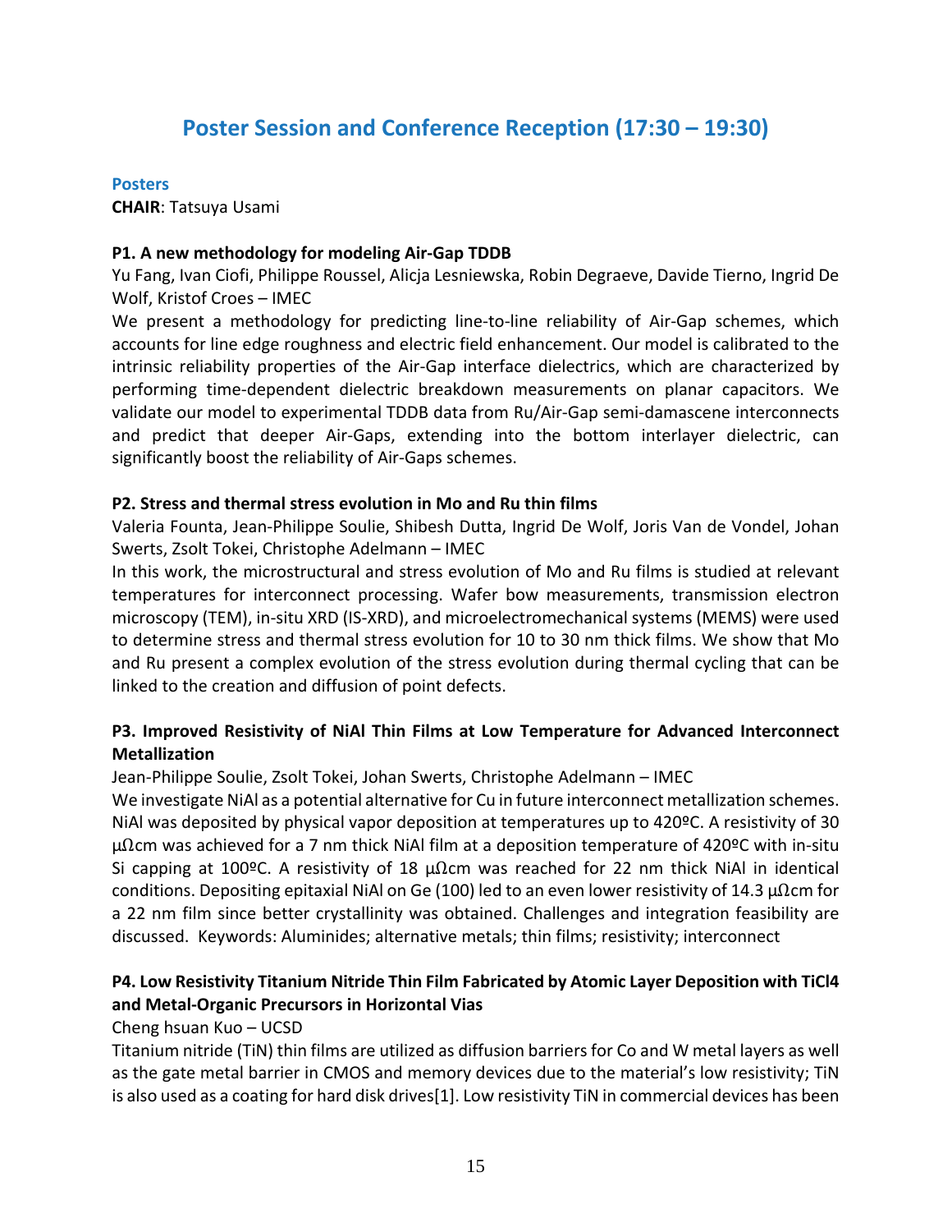## Poster Session and Conference Reception (17:30 – 19:30)

### Posters

**CHAIR**: Tatsuya Usami

**P1. A new methodology for modeling Air-Gap TDDB**

Yu Fang, Ivan Ciofi, Philippe Roussel, Alicja Lesniewska, Robin Degraeve, Davide Tierno, Ingrid De Wolf, Kristof Croes – IMEC

We present a methodology for predicting line-to-line reliability of Air-Gap schemes, which accounts for line edge roughness and electric field enhancement. Our model is calibrated to the intrinsic reliability properties of the Air-Gap interface dielectrics, which are characterized by performing time-dependent dielectric breakdown measurements on planar capacitors. We validate our model to experimental TDDB data from Ru/Air-Gap semi-damascene interconnects and predict that deeper Air-Gaps, extending into the bottom interlayer dielectric, can significantly boost the reliability of Air-Gaps schemes.

**P2. Stress and thermal stress evolution in Mo and Ru thin films**

Valeria Founta, Jean-Philippe Soulie, Shibesh Dutta, Ingrid De Wolf, Joris Van de Vondel, Johan Swerts, Zsolt Tokei, Christophe Adelmann – IMEC

In this work, the microstructural and stress evolution of Mo and Ru films is studied at relevant temperatures for interconnect processing. Wafer bow measurements, transmission electron microscopy (TEM), in-situ XRD (IS-XRD), and microelectromechanical systems (MEMS) were used to determine stress and thermal stress evolution for 10 to 30 nm thick films. We show that Mo and Ru present a complex evolution of the stress evolution during thermal cycling that can be linked to the creation and diffusion of point defects.

**P3. Improved Resistivity of NiAl Thin Films at Low Temperature for Advanced Interconnect Metallization**

Jean-Philippe Soulie, Zsolt Tokei, Johan Swerts, Christophe Adelmann – IMEC

We investigate NiAl as a potential alternative for Cu in future interconnect metallization schemes. NiAl was deposited by physical vapor deposition at temperatures up to 420ºC. A resistivity of 30 μΩcm was achieved for a 7 nm thick NiAl film at a deposition temperature of 420ºC with in-situ Si capping at 100ºC. A resistivity of 18 μΩcm was reached for 22 nm thick NiAl in identical conditions. Depositing epitaxial NiAl on Ge (100) led to an even lower resistivity of 14.3 μΩcm for a 22 nm film since better crystallinity was obtained. Challenges and integration feasibility are discussed. Keywords: Aluminides; alternative metals; thin films; resistivity; interconnect

**P4. Low Resistivity Titanium Nitride Thin Film Fabricated by Atomic Layer Deposition with $TiCl_4$ and Metal-Organic Precursors in Horizontal Vias**

Cheng hsuan Kuo – UCSD

Titanium nitride (TiN) thin films are utilized as diffusion barriers for Co and W metal layers as well as the gate metal barrier in CMOS and memory devices due to the material's low resistivity; TiN is also used as a coating for hard disk drives[1]. Low resistivity TiN in commercial devices has been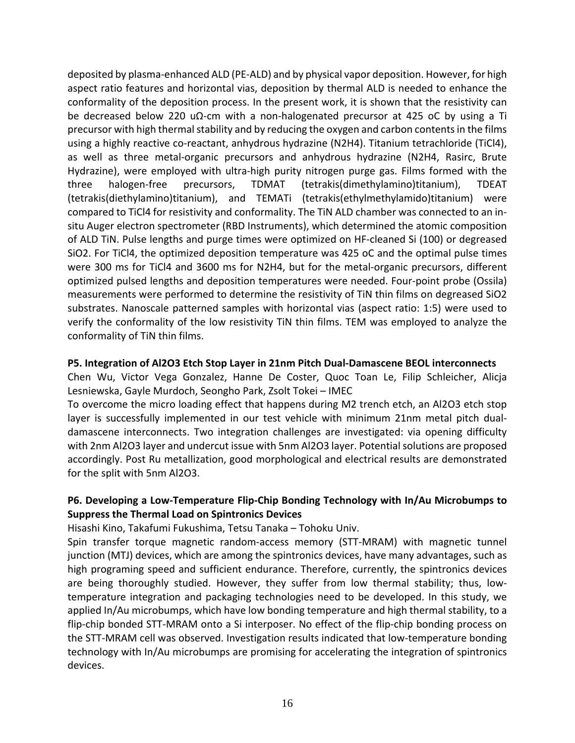deposited by plasma-enhanced ALD (PE-ALD) and by physical vapor deposition. However, for high aspect ratio features and horizontal vias, deposition by thermal ALD is needed to enhance the conformality of the deposition process. In the present work, it is shown that the resistivity can be decreased below 220 uΩ-cm with a non-halogenated precursor at 425 oC by using a Ti precursor with high thermal stability and by reducing the oxygen and carbon contents in the films using a highly reactive co-reactant, anhydrous hydrazine ($N_2H_4$). Titanium tetrachloride ($TiCl_4$), as well as three metal-organic precursors and anhydrous hydrazine ($N_2H_4$, Rasirc, Brute Hydrazine), were employed with ultra-high purity nitrogen purge gas. Films formed with the three halogen-free precursors, TDMAT (tetrakis(dimethylamino)titanium), TDEAT (tetrakis(diethylamino)titanium), and TEMATi (tetrakis(ethylmethylamido)titanium) were compared to $TiCl_4$ for resistivity and conformality. The TiN ALD chamber was connected to an in-situ Auger electron spectrometer (RBD Instruments), which determined the atomic composition of ALD TiN. Pulse lengths and purge times were optimized on HF-cleaned Si (100) or degreased $SiO_2$. For $TiCl_4$, the optimized deposition temperature was 425 oC and the optimal pulse times were 300 ms for $TiCl_4$ and 3600 ms for $N_2H_4$, but for the metal-organic precursors, different optimized pulsed lengths and deposition temperatures were needed. Four-point probe (Ossila) measurements were performed to determine the resistivity of TiN thin films on degreased $SiO_2$ substrates. Nanoscale patterned samples with horizontal vias (aspect ratio: 1:5) were used to verify the conformality of the low resistivity TiN thin films. TEM was employed to analyze the conformality of TiN thin films.

**P5. Integration of $Al_2O_3$ Etch Stop Layer in 21nm Pitch Dual-Damascene BEOL interconnects**

Chen Wu, Victor Vega Gonzalez, Hanne De Coster, Quoc Toan Le, Filip Schleicher, Alicja Lesniewska, Gayle Murdoch, Seongho Park, Zsolt Tokei – IMEC

To overcome the micro loading effect that happens during M2 trench etch, an $Al_2O_3$ etch stop layer is successfully implemented in our test vehicle with minimum 21nm metal pitch dual-damascene interconnects. Two integration challenges are investigated: via opening difficulty with 2nm $Al_2O_3$ layer and undercut issue with 5nm $Al_2O_3$ layer. Potential solutions are proposed accordingly. Post Ru metallization, good morphological and electrical results are demonstrated for the split with 5nm $Al_2O_3$.

**P6. Developing a Low-Temperature Flip-Chip Bonding Technology with In/Au Microbumps to Suppress the Thermal Load on Spintronics Devices**

Hisashi Kino, Takafumi Fukushima, Tetsu Tanaka – Tohoku Univ.

Spin transfer torque magnetic random-access memory (STT-MRAM) with magnetic tunnel junction (MTJ) devices, which are among the spintronics devices, have many advantages, such as high programing speed and sufficient endurance. Therefore, currently, the spintronics devices are being thoroughly studied. However, they suffer from low thermal stability; thus, low-temperature integration and packaging technologies need to be developed. In this study, we applied In/Au microbumps, which have low bonding temperature and high thermal stability, to a flip-chip bonded STT-MRAM onto a Si interposer. No effect of the flip-chip bonding process on the STT-MRAM cell was observed. Investigation results indicated that low-temperature bonding technology with In/Au microbumps are promising for accelerating the integration of spintronics devices.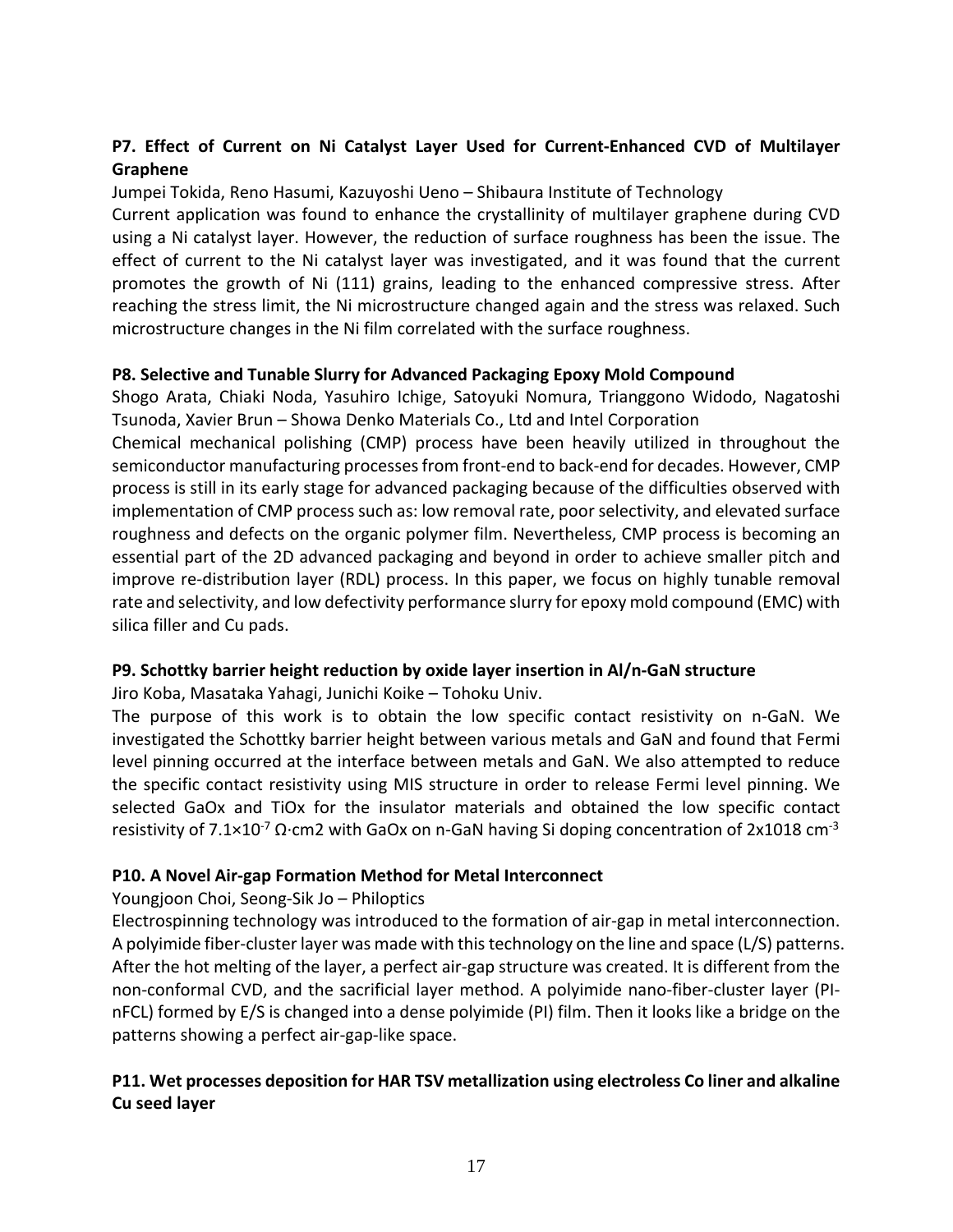**P7. Effect of Current on Ni Catalyst Layer Used for Current-Enhanced CVD of Multilayer Graphene**

Jumpei Tokida, Reno Hasumi, Kazuyoshi Ueno – Shibaura Institute of Technology

Current application was found to enhance the crystallinity of multilayer graphene during CVD using a Ni catalyst layer. However, the reduction of surface roughness has been the issue. The effect of current to the Ni catalyst layer was investigated, and it was found that the current promotes the growth of Ni (111) grains, leading to the enhanced compressive stress. After reaching the stress limit, the Ni microstructure changed again and the stress was relaxed. Such microstructure changes in the Ni film correlated with the surface roughness.

**P8. Selective and Tunable Slurry for Advanced Packaging Epoxy Mold Compound**

Shogo Arata, Chiaki Noda, Yasuhiro Ichige, Satoyuki Nomura, Trianggono Widodo, Nagatoshi Tsunoda, Xavier Brun – Showa Denko Materials Co., Ltd and Intel Corporation

Chemical mechanical polishing (CMP) process have been heavily utilized in throughout the semiconductor manufacturing processes from front-end to back-end for decades. However, CMP process is still in its early stage for advanced packaging because of the difficulties observed with implementation of CMP process such as: low removal rate, poor selectivity, and elevated surface roughness and defects on the organic polymer film. Nevertheless, CMP process is becoming an essential part of the 2D advanced packaging and beyond in order to achieve smaller pitch and improve re-distribution layer (RDL) process. In this paper, we focus on highly tunable removal rate and selectivity, and low defectivity performance slurry for epoxy mold compound (EMC) with silica filler and Cu pads.

**P9. Schottky barrier height reduction by oxide layer insertion in Al/n-GaN structure**

Jiro Koba, Masataka Yahagi, Junichi Koike – Tohoku Univ.

The purpose of this work is to obtain the low specific contact resistivity on n-GaN. We investigated the Schottky barrier height between various metals and GaN and found that Fermi level pinning occurred at the interface between metals and GaN. We also attempted to reduce the specific contact resistivity using MIS structure in order to release Fermi level pinning. We selected GaOx and TiOx for the insulator materials and obtained the low specific contact resistivity of $7.1\times10^{-7}$ Ω·cm2 with GaOx on n-GaN having Si doping concentration of 2x1018 $cm^{-3}$

**P10. A Novel Air-gap Formation Method for Metal Interconnect**

Youngjoon Choi, Seong-Sik Jo – Philoptics

Electrospinning technology was introduced to the formation of air-gap in metal interconnection. A polyimide fiber-cluster layer was made with this technology on the line and space (L/S) patterns. After the hot melting of the layer, a perfect air-gap structure was created. It is different from the non-conformal CVD, and the sacrificial layer method. A polyimide nano-fiber-cluster layer (PI-nFCL) formed by E/S is changed into a dense polyimide (PI) film. Then it looks like a bridge on the patterns showing a perfect air-gap-like space.

**P11. Wet processes deposition for HAR TSV metallization using electroless Co liner and alkaline Cu seed layer**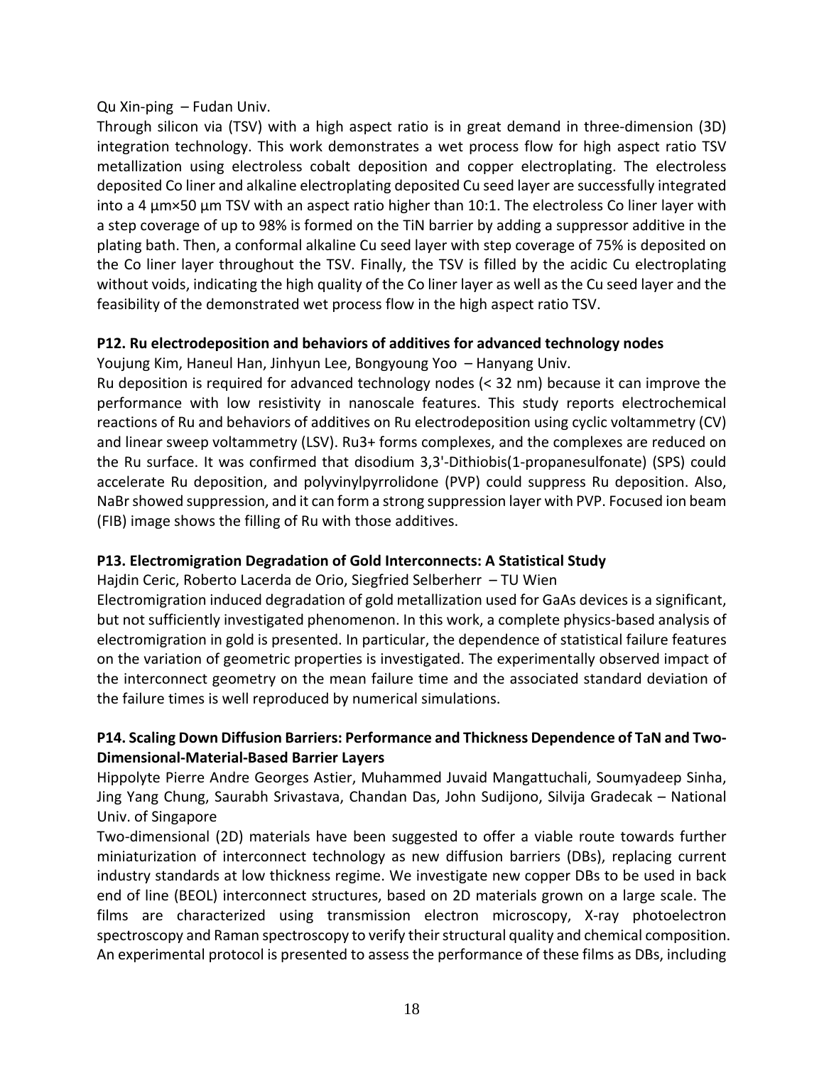Qu Xin-ping – Fudan Univ.

Through silicon via (TSV) with a high aspect ratio is in great demand in three-dimension (3D) integration technology. This work demonstrates a wet process flow for high aspect ratio TSV metallization using electroless cobalt deposition and copper electroplating. The electroless deposited Co liner and alkaline electroplating deposited Cu seed layer are successfully integrated into a 4 µm×50 µm TSV with an aspect ratio higher than 10:1. The electroless Co liner layer with a step coverage of up to 98% is formed on the TiN barrier by adding a suppressor additive in the plating bath. Then, a conformal alkaline Cu seed layer with step coverage of 75% is deposited on the Co liner layer throughout the TSV. Finally, the TSV is filled by the acidic Cu electroplating without voids, indicating the high quality of the Co liner layer as well as the Cu seed layer and the feasibility of the demonstrated wet process flow in the high aspect ratio TSV.

**P12. Ru electrodeposition and behaviors of additives for advanced technology nodes**

Youjung Kim, Haneul Han, Jinhyun Lee, Bongyoung Yoo – Hanyang Univ.

Ru deposition is required for advanced technology nodes (< 32 nm) because it can improve the performance with low resistivity in nanoscale features. This study reports electrochemical reactions of Ru and behaviors of additives on Ru electrodeposition using cyclic voltammetry (CV) and linear sweep voltammetry (LSV). $Ru^{3+}$ forms complexes, and the complexes are reduced on the Ru surface. It was confirmed that disodium 3,3'-Dithiobis(1-propanesulfonate) (SPS) could accelerate Ru deposition, and polyvinylpyrrolidone (PVP) could suppress Ru deposition. Also, NaBr showed suppression, and it can form a strong suppression layer with PVP. Focused ion beam (FIB) image shows the filling of Ru with those additives.

**P13. Electromigration Degradation of Gold Interconnects: A Statistical Study**

Hajdin Ceric, Roberto Lacerda de Orio, Siegfried Selberherr – TU Wien

Electromigration induced degradation of gold metallization used for GaAs devices is a significant, but not sufficiently investigated phenomenon. In this work, a complete physics-based analysis of electromigration in gold is presented. In particular, the dependence of statistical failure features on the variation of geometric properties is investigated. The experimentally observed impact of the interconnect geometry on the mean failure time and the associated standard deviation of the failure times is well reproduced by numerical simulations.

**P14. Scaling Down Diffusion Barriers: Performance and Thickness Dependence of TaN and Two-Dimensional-Material-Based Barrier Layers**

Hippolyte Pierre Andre Georges Astier, Muhammed Juvaid Mangattuchali, Soumyadeep Sinha, Jing Yang Chung, Saurabh Srivastava, Chandan Das, John Sudijono, Silvija Gradecak – National Univ. of Singapore

Two-dimensional (2D) materials have been suggested to offer a viable route towards further miniaturization of interconnect technology as new diffusion barriers (DBs), replacing current industry standards at low thickness regime. We investigate new copper DBs to be used in back end of line (BEOL) interconnect structures, based on 2D materials grown on a large scale. The films are characterized using transmission electron microscopy, X-ray photoelectron spectroscopy and Raman spectroscopy to verify their structural quality and chemical composition. An experimental protocol is presented to assess the performance of these films as DBs, including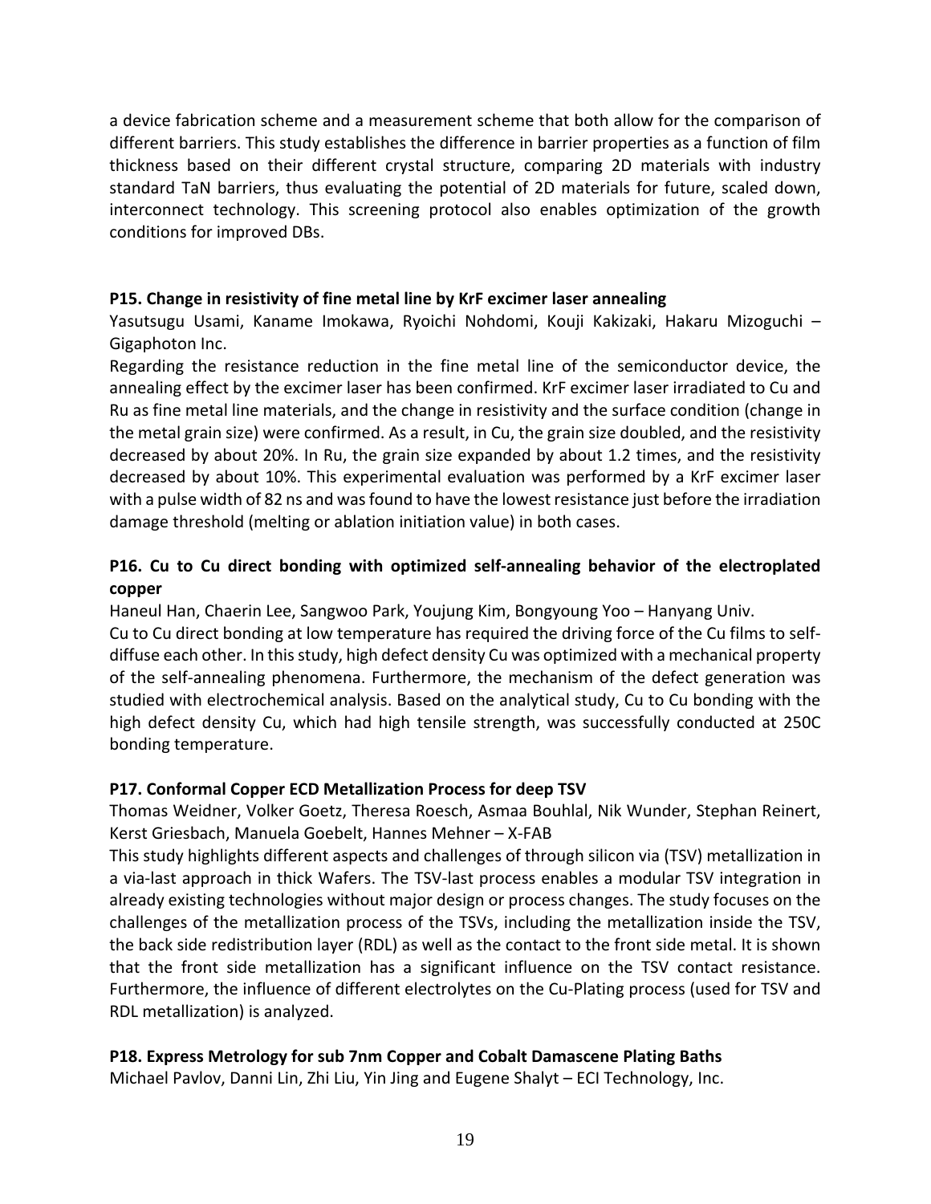a device fabrication scheme and a measurement scheme that both allow for the comparison of different barriers. This study establishes the difference in barrier properties as a function of film thickness based on their different crystal structure, comparing 2D materials with industry standard TaN barriers, thus evaluating the potential of 2D materials for future, scaled down, interconnect technology. This screening protocol also enables optimization of the growth conditions for improved DBs.

**P15. Change in resistivity of fine metal line by KrF excimer laser annealing**

Yasutsugu Usami, Kaname Imokawa, Ryoichi Nohdomi, Kouji Kakizaki, Hakaru Mizoguchi – Gigaphoton Inc.

Regarding the resistance reduction in the fine metal line of the semiconductor device, the annealing effect by the excimer laser has been confirmed. KrF excimer laser irradiated to Cu and Ru as fine metal line materials, and the change in resistivity and the surface condition (change in the metal grain size) were confirmed. As a result, in Cu, the grain size doubled, and the resistivity decreased by about 20%. In Ru, the grain size expanded by about 1.2 times, and the resistivity decreased by about 10%. This experimental evaluation was performed by a KrF excimer laser with a pulse width of 82 ns and was found to have the lowest resistance just before the irradiation damage threshold (melting or ablation initiation value) in both cases.

**P16. Cu to Cu direct bonding with optimized self-annealing behavior of the electroplated copper**

Haneul Han, Chaerin Lee, Sangwoo Park, Youjung Kim, Bongyoung Yoo – Hanyang Univ.

Cu to Cu direct bonding at low temperature has required the driving force of the Cu films to self-diffuse each other. In this study, high defect density Cu was optimized with a mechanical property of the self-annealing phenomena. Furthermore, the mechanism of the defect generation was studied with electrochemical analysis. Based on the analytical study, Cu to Cu bonding with the high defect density Cu, which had high tensile strength, was successfully conducted at 250C bonding temperature.

**P17. Conformal Copper ECD Metallization Process for deep TSV**

Thomas Weidner, Volker Goetz, Theresa Roesch, Asmaa Bouhlal, Nik Wunder, Stephan Reinert, Kerst Griesbach, Manuela Goebelt, Hannes Mehner – X-FAB

This study highlights different aspects and challenges of through silicon via (TSV) metallization in a via-last approach in thick Wafers. The TSV-last process enables a modular TSV integration in already existing technologies without major design or process changes. The study focuses on the challenges of the metallization process of the TSVs, including the metallization inside the TSV, the back side redistribution layer (RDL) as well as the contact to the front side metal. It is shown that the front side metallization has a significant influence on the TSV contact resistance. Furthermore, the influence of different electrolytes on the Cu-Plating process (used for TSV and RDL metallization) is analyzed.

**P18. Express Metrology for sub 7nm Copper and Cobalt Damascene Plating Baths**

Michael Pavlov, Danni Lin, Zhi Liu, Yin Jing and Eugene Shalyt – ECI Technology, Inc.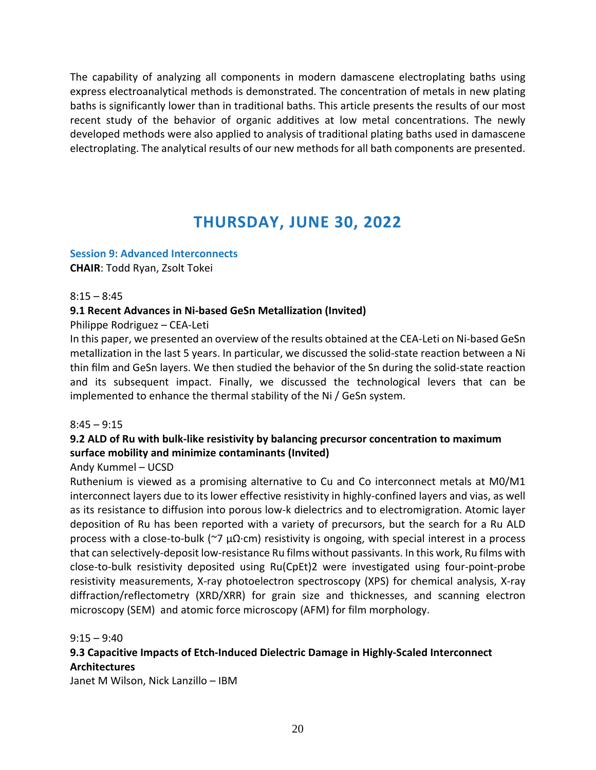The capability of analyzing all components in modern damascene electroplating baths using express electroanalytical methods is demonstrated. The concentration of metals in new plating baths is significantly lower than in traditional baths. This article presents the results of our most recent study of the behavior of organic additives at low metal concentrations. The newly developed methods were also applied to analysis of traditional plating baths used in damascene electroplating. The analytical results of our new methods for all bath components are presented.

# THURSDAY, JUNE 30, 2022

## Session 9: Advanced Interconnects

**CHAIR**: Todd Ryan, Zsolt Tokei

8:15 – 8:45

### 9.1 Recent Advances in Ni-based GeSn Metallization (Invited)

Philippe Rodriguez – CEA-Leti

In this paper, we presented an overview of the results obtained at the CEA-Leti on Ni-based GeSn metallization in the last 5 years. In particular, we discussed the solid-state reaction between a Ni thin film and GeSn layers. We then studied the behavior of the Sn during the solid-state reaction and its subsequent impact. Finally, we discussed the technological levers that can be implemented to enhance the thermal stability of the Ni / GeSn system.

8:45 – 9:15

### 9.2 ALD of Ru with bulk-like resistivity by balancing precursor concentration to maximum surface mobility and minimize contaminants (Invited)

Andy Kummel – UCSD

Ruthenium is viewed as a promising alternative to Cu and Co interconnect metals at M0/M1 interconnect layers due to its lower effective resistivity in highly-confined layers and vias, as well as its resistance to diffusion into porous low-k dielectrics and to electromigration. Atomic layer deposition of Ru has been reported with a variety of precursors, but the search for a Ru ALD process with a close-to-bulk (~7 μΩ·cm) resistivity is ongoing, with special interest in a process that can selectively-deposit low-resistance Ru films without passivants. In this work, Ru films with close-to-bulk resistivity deposited using $Ru(CpEt)_2$ were investigated using four-point-probe resistivity measurements, X-ray photoelectron spectroscopy (XPS) for chemical analysis, X-ray diffraction/reflectometry (XRD/XRR) for grain size and thicknesses, and scanning electron microscopy (SEM) and atomic force microscopy (AFM) for film morphology.

9:15 – 9:40

### 9.3 Capacitive Impacts of Etch-Induced Dielectric Damage in Highly-Scaled Interconnect Architectures

Janet M Wilson, Nick Lanzillo – IBM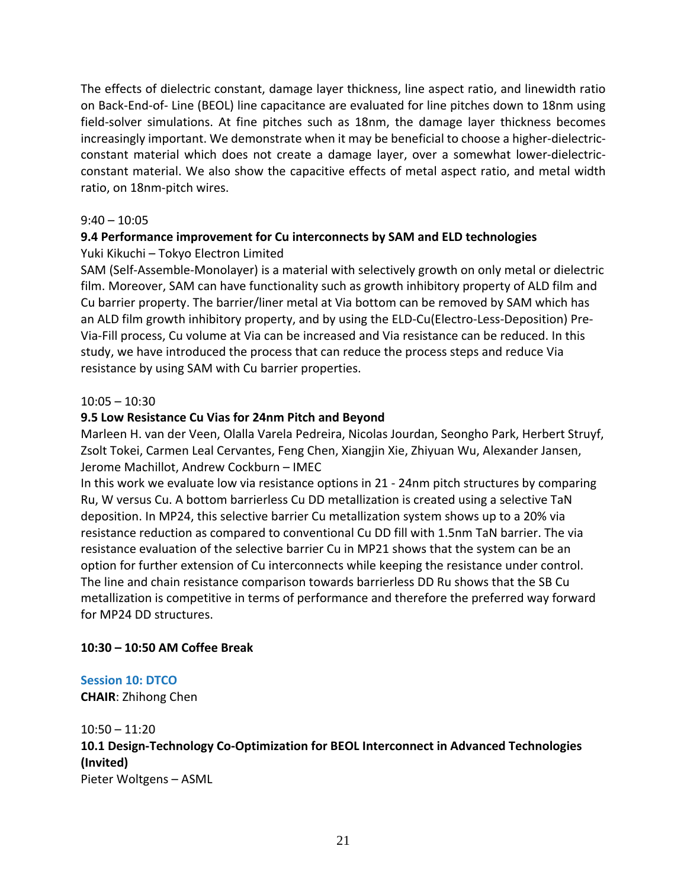The effects of dielectric constant, damage layer thickness, line aspect ratio, and linewidth ratio on Back-End-of- Line (BEOL) line capacitance are evaluated for line pitches down to 18nm using field-solver simulations. At fine pitches such as 18nm, the damage layer thickness becomes increasingly important. We demonstrate when it may be beneficial to choose a higher-dielectric-constant material which does not create a damage layer, over a somewhat lower-dielectric-constant material. We also show the capacitive effects of metal aspect ratio, and metal width ratio, on 18nm-pitch wires.

9:40 – 10:05

**9.4 Performance improvement for Cu interconnects by SAM and ELD technologies**

Yuki Kikuchi – Tokyo Electron Limited

SAM (Self-Assemble-Monolayer) is a material with selectively growth on only metal or dielectric film. Moreover, SAM can have functionality such as growth inhibitory property of ALD film and Cu barrier property. The barrier/liner metal at Via bottom can be removed by SAM which has an ALD film growth inhibitory property, and by using the ELD-Cu(Electro-Less-Deposition) Pre-Via-Fill process, Cu volume at Via can be increased and Via resistance can be reduced. In this study, we have introduced the process that can reduce the process steps and reduce Via resistance by using SAM with Cu barrier properties.

10:05 – 10:30

**9.5 Low Resistance Cu Vias for 24nm Pitch and Beyond**

Marleen H. van der Veen, Olalla Varela Pedreira, Nicolas Jourdan, Seongho Park, Herbert Struyf, Zsolt Tokei, Carmen Leal Cervantes, Feng Chen, Xiangjin Xie, Zhiyuan Wu, Alexander Jansen, Jerome Machillot, Andrew Cockburn – IMEC

In this work we evaluate low via resistance options in 21 - 24nm pitch structures by comparing Ru, W versus Cu. A bottom barrierless Cu DD metallization is created using a selective TaN deposition. In MP24, this selective barrier Cu metallization system shows up to a 20% via resistance reduction as compared to conventional Cu DD fill with 1.5nm TaN barrier. The via resistance evaluation of the selective barrier Cu in MP21 shows that the system can be an option for further extension of Cu interconnects while keeping the resistance under control. The line and chain resistance comparison towards barrierless DD Ru shows that the SB Cu metallization is competitive in terms of performance and therefore the preferred way forward for MP24 DD structures.

**10:30 – 10:50 AM Coffee Break**

## Session 10: DTCO

**CHAIR**: Zhihong Chen

10:50 – 11:20

**10.1 Design-Technology Co-Optimization for BEOL Interconnect in Advanced Technologies (Invited)**

Pieter Woltgens – ASML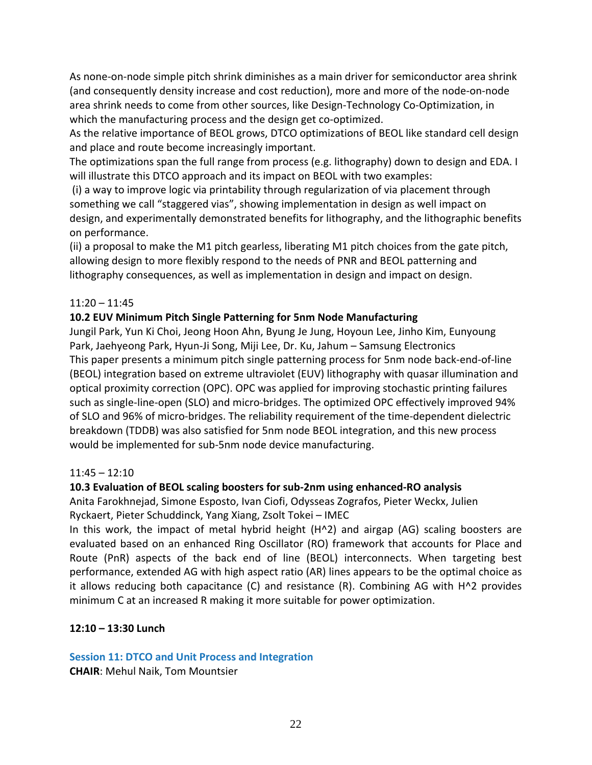As none-on-node simple pitch shrink diminishes as a main driver for semiconductor area shrink (and consequently density increase and cost reduction), more and more of the node-on-node area shrink needs to come from other sources, like Design-Technology Co-Optimization, in which the manufacturing process and the design get co-optimized.
As the relative importance of BEOL grows, DTCO optimizations of BEOL like standard cell design and place and route become increasingly important.
The optimizations span the full range from process (e.g. lithography) down to design and EDA. I will illustrate this DTCO approach and its impact on BEOL with two examples:
(i) a way to improve logic via printability through regularization of via placement through something we call "staggered vias", showing implementation in design as well impact on design, and experimentally demonstrated benefits for lithography, and the lithographic benefits on performance.
(ii) a proposal to make the M1 pitch gearless, liberating M1 pitch choices from the gate pitch, allowing design to more flexibly respond to the needs of PNR and BEOL patterning and lithography consequences, as well as implementation in design and impact on design.

11:20 – 11:45

**10.2 EUV Minimum Pitch Single Patterning for 5nm Node Manufacturing**

Jungil Park, Yun Ki Choi, Jeong Hoon Ahn, Byung Je Jung, Hoyoun Lee, Jinho Kim, Eunyoung Park, Jaehyeong Park, Hyun-Ji Song, Miji Lee, Dr. Ku, Jahum – Samsung Electronics
This paper presents a minimum pitch single patterning process for 5nm node back-end-of-line (BEOL) integration based on extreme ultraviolet (EUV) lithography with quasar illumination and optical proximity correction (OPC). OPC was applied for improving stochastic printing failures such as single-line-open (SLO) and micro-bridges. The optimized OPC effectively improved 94% of SLO and 96% of micro-bridges. The reliability requirement of the time-dependent dielectric breakdown (TDDB) was also satisfied for 5nm node BEOL integration, and this new process would be implemented for sub-5nm node device manufacturing.

11:45 – 12:10

**10.3 Evaluation of BEOL scaling boosters for sub-2nm using enhanced-RO analysis**

Anita Farokhnejad, Simone Esposto, Ivan Ciofi, Odysseas Zografos, Pieter Weckx, Julien Ryckaert, Pieter Schuddinck, Yang Xiang, Zsolt Tokei – IMEC
In this work, the impact of metal hybrid height (H^2) and airgap (AG) scaling boosters are evaluated based on an enhanced Ring Oscillator (RO) framework that accounts for Place and Route (PnR) aspects of the back end of line (BEOL) interconnects. When targeting best performance, extended AG with high aspect ratio (AR) lines appears to be the optimal choice as it allows reducing both capacitance (C) and resistance (R). Combining AG with H^2 provides minimum C at an increased R making it more suitable for power optimization.

**12:10 – 13:30 Lunch**

## Session 11: DTCO and Unit Process and Integration

**CHAIR**: Mehul Naik, Tom Mountsier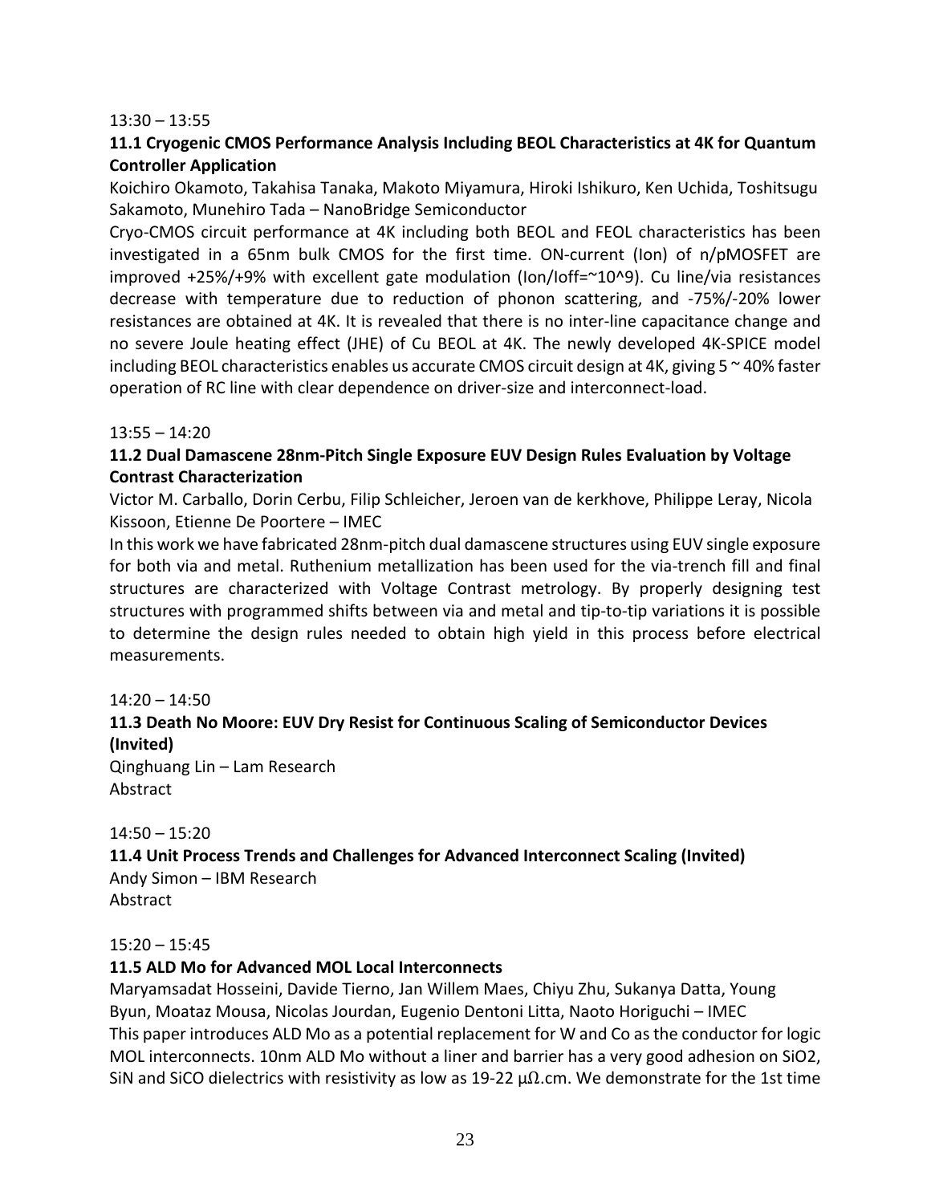13:30 – 13:55

**11.1 Cryogenic CMOS Performance Analysis Including BEOL Characteristics at 4K for Quantum Controller Application**

Koichiro Okamoto, Takahisa Tanaka, Makoto Miyamura, Hiroki Ishikuro, Ken Uchida, Toshitsugu Sakamoto, Munehiro Tada – NanoBridge Semiconductor

Cryo-CMOS circuit performance at 4K including both BEOL and FEOL characteristics has been investigated in a 65nm bulk CMOS for the first time. ON-current (Ion) of n/pMOSFET are improved +25%/+9% with excellent gate modulation (Ion/Ioff=~10^9). Cu line/via resistances decrease with temperature due to reduction of phonon scattering, and -75%/-20% lower resistances are obtained at 4K. It is revealed that there is no inter-line capacitance change and no severe Joule heating effect (JHE) of Cu BEOL at 4K. The newly developed 4K-SPICE model including BEOL characteristics enables us accurate CMOS circuit design at 4K, giving 5 ~ 40% faster operation of RC line with clear dependence on driver-size and interconnect-load.

13:55 – 14:20

**11.2 Dual Damascene 28nm-Pitch Single Exposure EUV Design Rules Evaluation by Voltage Contrast Characterization**

Victor M. Carballo, Dorin Cerbu, Filip Schleicher, Jeroen van de kerkhove, Philippe Leray, Nicola Kissoon, Etienne De Poortere – IMEC

In this work we have fabricated 28nm-pitch dual damascene structures using EUV single exposure for both via and metal. Ruthenium metallization has been used for the via-trench fill and final structures are characterized with Voltage Contrast metrology. By properly designing test structures with programmed shifts between via and metal and tip-to-tip variations it is possible to determine the design rules needed to obtain high yield in this process before electrical measurements.

14:20 – 14:50

**11.3 Death No Moore: EUV Dry Resist for Continuous Scaling of Semiconductor Devices (Invited)**

Qinghuang Lin – Lam Research

Abstract

14:50 – 15:20

**11.4 Unit Process Trends and Challenges for Advanced Interconnect Scaling (Invited)**

Andy Simon – IBM Research

Abstract

15:20 – 15:45

**11.5 ALD Mo for Advanced MOL Local Interconnects**

Maryamsadat Hosseini, Davide Tierno, Jan Willem Maes, Chiyu Zhu, Sukanya Datta, Young Byun, Moataz Mousa, Nicolas Jourdan, Eugenio Dentoni Litta, Naoto Horiguchi – IMEC

This paper introduces ALD Mo as a potential replacement for W and Co as the conductor for logic MOL interconnects. 10nm ALD Mo without a liner and barrier has a very good adhesion on $SiO_2$, SiN and SiCO dielectrics with resistivity as low as 19-22 $\mu\Omega$.cm. We demonstrate for the 1st time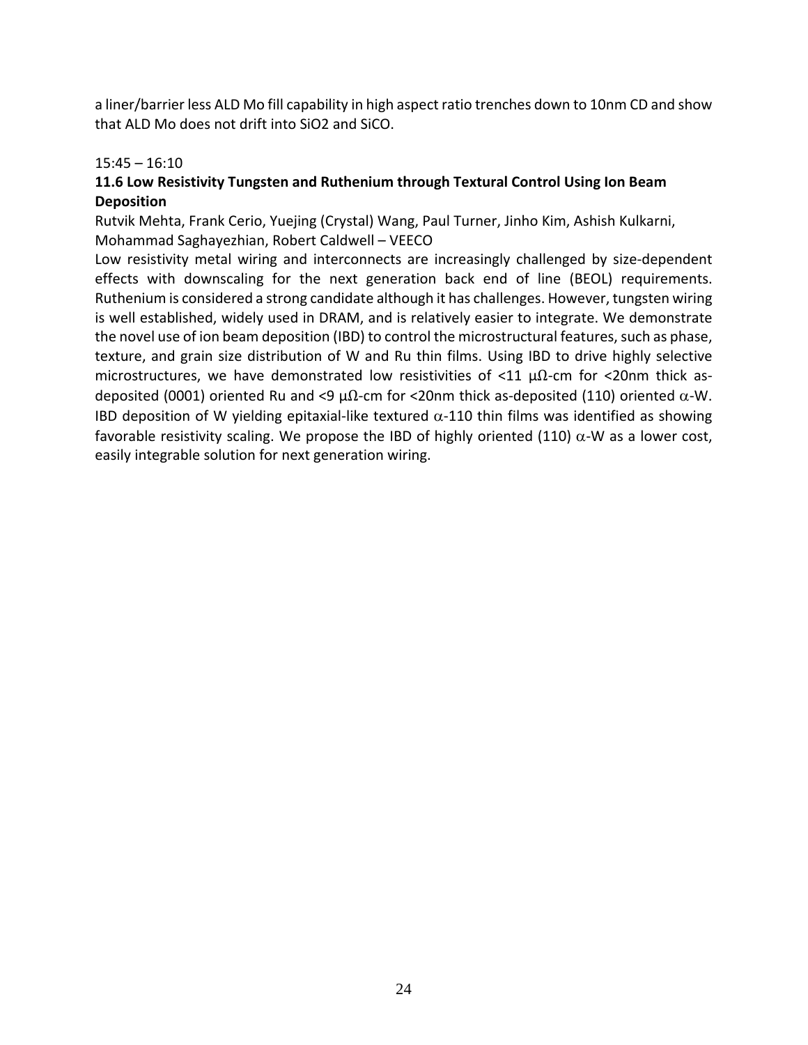a liner/barrier less ALD Mo fill capability in high aspect ratio trenches down to 10nm CD and show that ALD Mo does not drift into $SiO_2$ and SiCO.

15:45 – 16:10

**11.6 Low Resistivity Tungsten and Ruthenium through Textural Control Using Ion Beam Deposition**

Rutvik Mehta, Frank Cerio, Yuejing (Crystal) Wang, Paul Turner, Jinho Kim, Ashish Kulkarni, Mohammad Saghayezhian, Robert Caldwell – VEECO

Low resistivity metal wiring and interconnects are increasingly challenged by size-dependent effects with downscaling for the next generation back end of line (BEOL) requirements. Ruthenium is considered a strong candidate although it has challenges. However, tungsten wiring is well established, widely used in DRAM, and is relatively easier to integrate. We demonstrate the novel use of ion beam deposition (IBD) to control the microstructural features, such as phase, texture, and grain size distribution of W and Ru thin films. Using IBD to drive highly selective microstructures, we have demonstrated low resistivities of <11 $\mu\Omega$-cm for <20nm thick as-deposited (0001) oriented Ru and <9 $\mu\Omega$-cm for <20nm thick as-deposited (110) oriented $\alpha$-W. IBD deposition of W yielding epitaxial-like textured $\alpha$-110 thin films was identified as showing favorable resistivity scaling. We propose the IBD of highly oriented (110) $\alpha$-W as a lower cost, easily integrable solution for next generation wiring.